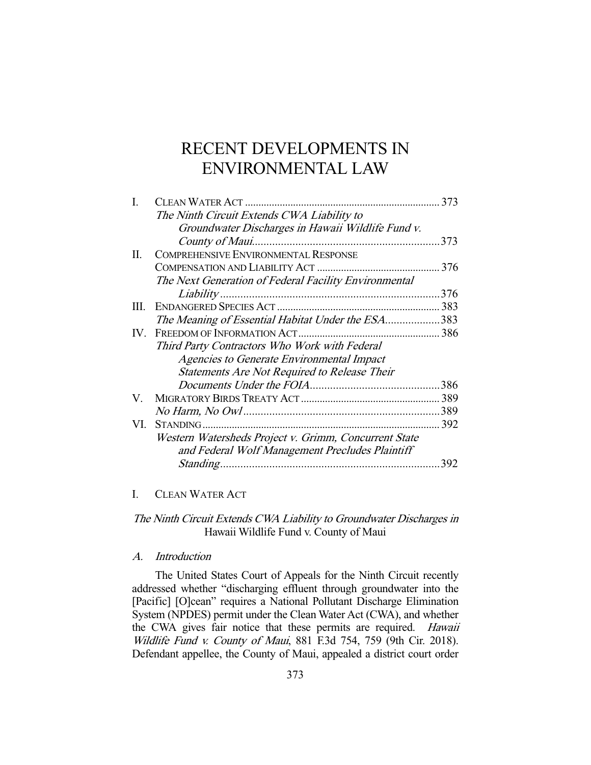# RECENT DEVELOPMENTS IN ENVIRONMENTAL LAW

| | | |
|---|---|---|
| I. | CLEAN WATER ACT | 373 |
| | *The Ninth Circuit Extends CWA Liability to Groundwater Discharges in Hawaii Wildlife Fund v. County of Maui* | 373 |
| II. | COMPREHENSIVE ENVIRONMENTAL RESPONSE COMPENSATION AND LIABILITY ACT | 376 |
| | *The Next Generation of Federal Facility Environmental Liability* | 376 |
| III. | ENDANGERED SPECIES ACT | 383 |
| | *The Meaning of Essential Habitat Under the ESA* | 383 |
| IV. | FREEDOM OF INFORMATION ACT | 386 |
| | *Third Party Contractors Who Work with Federal Agencies to Generate Environmental Impact Statements Are Not Required to Release Their Documents Under the FOIA* | 386 |
| V. | MIGRATORY BIRDS TREATY ACT | 389 |
| | *No Harm, No Owl* | 389 |
| VI. | STANDING | 392 |
| | *Western Watersheds Project v. Grimm, Concurrent State and Federal Wolf Management Precludes Plaintiff Standing* | 392 |

## I. CLEAN WATER ACT

### *The Ninth Circuit Extends CWA Liability to Groundwater Discharges in* Hawaii Wildlife Fund v. County of Maui

#### *A. Introduction*

The United States Court of Appeals for the Ninth Circuit recently addressed whether "discharging effluent through groundwater into the [Pacific] [O]cean" requires a National Pollutant Discharge Elimination System (NPDES) permit under the Clean Water Act (CWA), and whether the CWA gives fair notice that these permits are required. *Hawaii Wildlife Fund v. County of Maui*, 881 F.3d 754, 759 (9th Cir. 2018). Defendant appellee, the County of Maui, appealed a district court order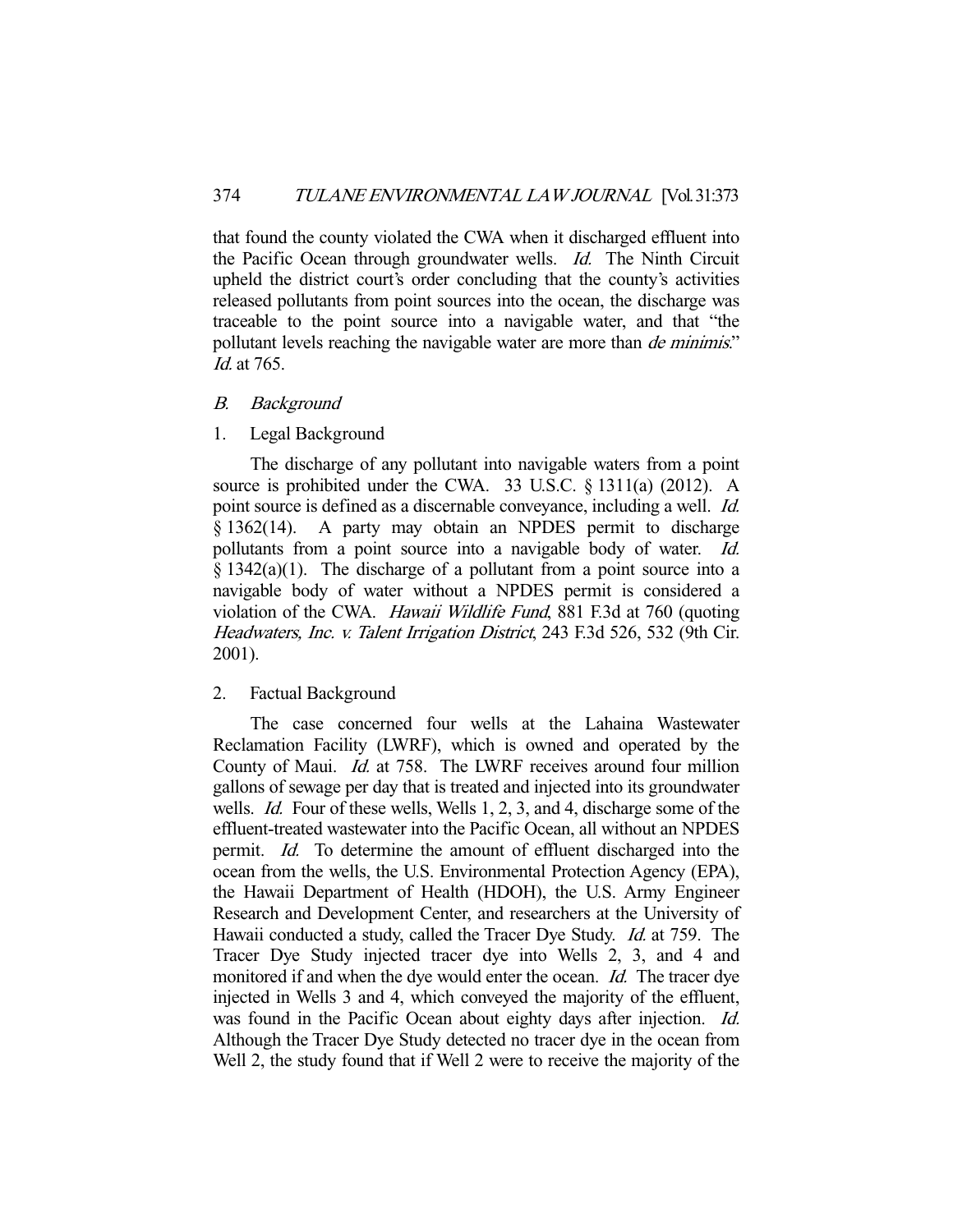that found the county violated the CWA when it discharged effluent into the Pacific Ocean through groundwater wells. *Id.* The Ninth Circuit upheld the district court's order concluding that the county's activities released pollutants from point sources into the ocean, the discharge was traceable to the point source into a navigable water, and that "the pollutant levels reaching the navigable water are more than *de minimis*." *Id.* at 765.

### *B. Background*

#### 1. Legal Background

The discharge of any pollutant into navigable waters from a point source is prohibited under the CWA. 33 U.S.C. § 1311(a) (2012). A point source is defined as a discernable conveyance, including a well. *Id.* § 1362(14). A party may obtain an NPDES permit to discharge pollutants from a point source into a navigable body of water. *Id.* § 1342(a)(1). The discharge of a pollutant from a point source into a navigable body of water without a NPDES permit is considered a violation of the CWA. *Hawaii Wildlife Fund*, 881 F.3d at 760 (quoting *Headwaters, Inc. v. Talent Irrigation District*, 243 F.3d 526, 532 (9th Cir. 2001).

#### 2. Factual Background

The case concerned four wells at the Lahaina Wastewater Reclamation Facility (LWRF), which is owned and operated by the County of Maui. *Id.* at 758. The LWRF receives around four million gallons of sewage per day that is treated and injected into its groundwater wells. *Id.* Four of these wells, Wells 1, 2, 3, and 4, discharge some of the effluent-treated wastewater into the Pacific Ocean, all without an NPDES permit. *Id.* To determine the amount of effluent discharged into the ocean from the wells, the U.S. Environmental Protection Agency (EPA), the Hawaii Department of Health (HDOH), the U.S. Army Engineer Research and Development Center, and researchers at the University of Hawaii conducted a study, called the Tracer Dye Study. *Id.* at 759. The Tracer Dye Study injected tracer dye into Wells 2, 3, and 4 and monitored if and when the dye would enter the ocean. *Id.* The tracer dye injected in Wells 3 and 4, which conveyed the majority of the effluent, was found in the Pacific Ocean about eighty days after injection. *Id.* Although the Tracer Dye Study detected no tracer dye in the ocean from Well 2, the study found that if Well 2 were to receive the majority of the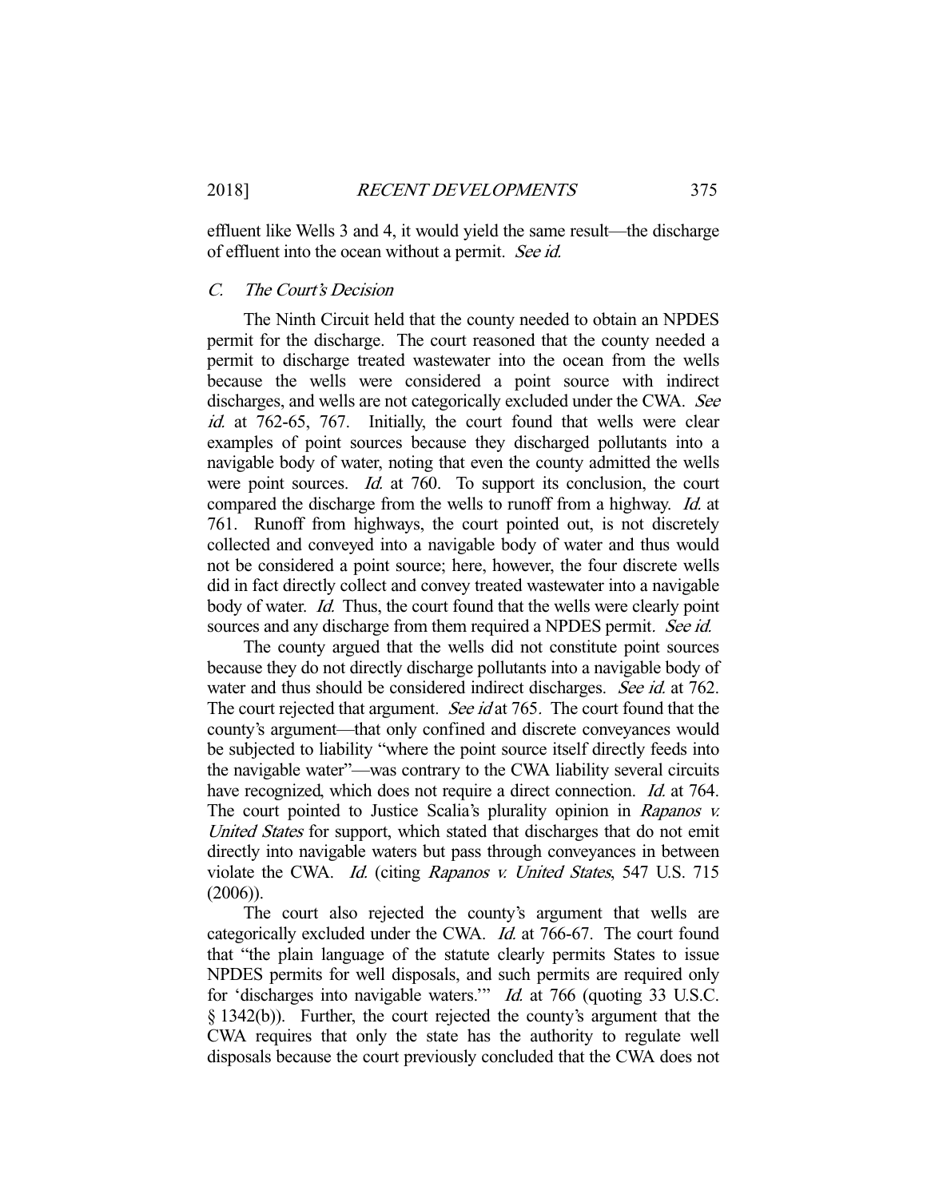effluent like Wells 3 and 4, it would yield the same result—the discharge of effluent into the ocean without a permit. *See id.*

### C. *The Court's Decision*

The Ninth Circuit held that the county needed to obtain an NPDES permit for the discharge. The court reasoned that the county needed a permit to discharge treated wastewater into the ocean from the wells because the wells were considered a point source with indirect discharges, and wells are not categorically excluded under the CWA. *See id.* at 762-65, 767. Initially, the court found that wells were clear examples of point sources because they discharged pollutants into a navigable body of water, noting that even the county admitted the wells were point sources. *Id.* at 760. To support its conclusion, the court compared the discharge from the wells to runoff from a highway. *Id.* at 761. Runoff from highways, the court pointed out, is not discretely collected and conveyed into a navigable body of water and thus would not be considered a point source; here, however, the four discrete wells did in fact directly collect and convey treated wastewater into a navigable body of water. *Id.* Thus, the court found that the wells were clearly point sources and any discharge from them required a NPDES permit. *See id.*

The county argued that the wells did not constitute point sources because they do not directly discharge pollutants into a navigable body of water and thus should be considered indirect discharges. *See id.* at 762. The court rejected that argument. *See id* at 765. The court found that the county's argument—that only confined and discrete conveyances would be subjected to liability "where the point source itself directly feeds into the navigable water"—was contrary to the CWA liability several circuits have recognized, which does not require a direct connection. *Id.* at 764. The court pointed to Justice Scalia's plurality opinion in *Rapanos v. United States* for support, which stated that discharges that do not emit directly into navigable waters but pass through conveyances in between violate the CWA. *Id.* (citing *Rapanos v. United States*, 547 U.S. 715 (2006)).

The court also rejected the county's argument that wells are categorically excluded under the CWA. *Id.* at 766-67. The court found that "the plain language of the statute clearly permits States to issue NPDES permits for well disposals, and such permits are required only for 'discharges into navigable waters.'" *Id.* at 766 (quoting 33 U.S.C. § 1342(b)). Further, the court rejected the county's argument that the CWA requires that only the state has the authority to regulate well disposals because the court previously concluded that the CWA does not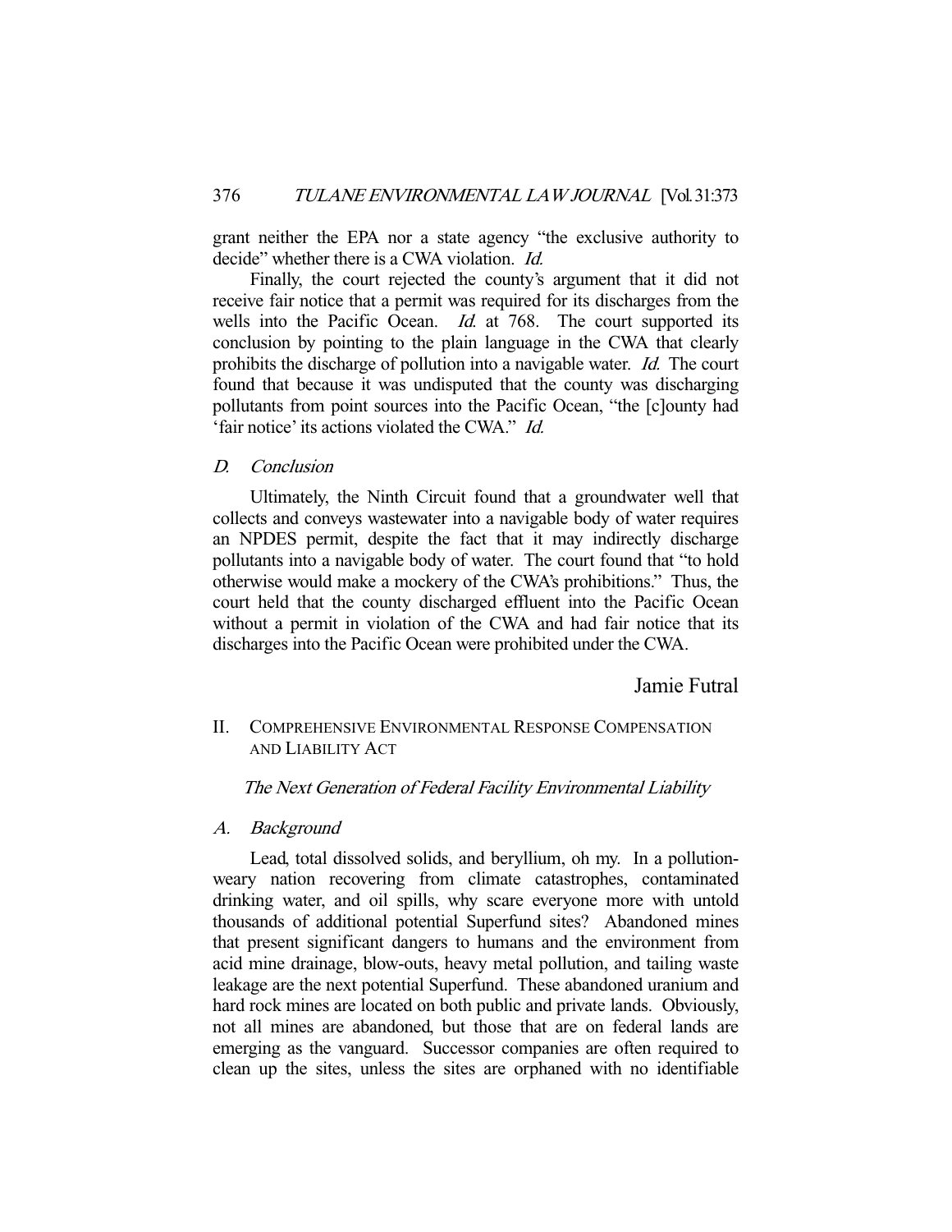grant neither the EPA nor a state agency "the exclusive authority to decide" whether there is a CWA violation. *Id.*

Finally, the court rejected the county's argument that it did not receive fair notice that a permit was required for its discharges from the wells into the Pacific Ocean. *Id.* at 768. The court supported its conclusion by pointing to the plain language in the CWA that clearly prohibits the discharge of pollution into a navigable water. *Id.* The court found that because it was undisputed that the county was discharging pollutants from point sources into the Pacific Ocean, "the [c]ounty had 'fair notice' its actions violated the CWA." *Id.*

### *D. Conclusion*

Ultimately, the Ninth Circuit found that a groundwater well that collects and conveys wastewater into a navigable body of water requires an NPDES permit, despite the fact that it may indirectly discharge pollutants into a navigable body of water. The court found that "to hold otherwise would make a mockery of the CWA's prohibitions." Thus, the court held that the county discharged effluent into the Pacific Ocean without a permit in violation of the CWA and had fair notice that its discharges into the Pacific Ocean were prohibited under the CWA.

Jamie Futral

## II. COMPREHENSIVE ENVIRONMENTAL RESPONSE COMPENSATION AND LIABILITY ACT

*The Next Generation of Federal Facility Environmental Liability*

### *A. Background*

Lead, total dissolved solids, and beryllium, oh my. In a pollution-weary nation recovering from climate catastrophes, contaminated drinking water, and oil spills, why scare everyone more with untold thousands of additional potential Superfund sites? Abandoned mines that present significant dangers to humans and the environment from acid mine drainage, blow-outs, heavy metal pollution, and tailing waste leakage are the next potential Superfund. These abandoned uranium and hard rock mines are located on both public and private lands. Obviously, not all mines are abandoned, but those that are on federal lands are emerging as the vanguard. Successor companies are often required to clean up the sites, unless the sites are orphaned with no identifiable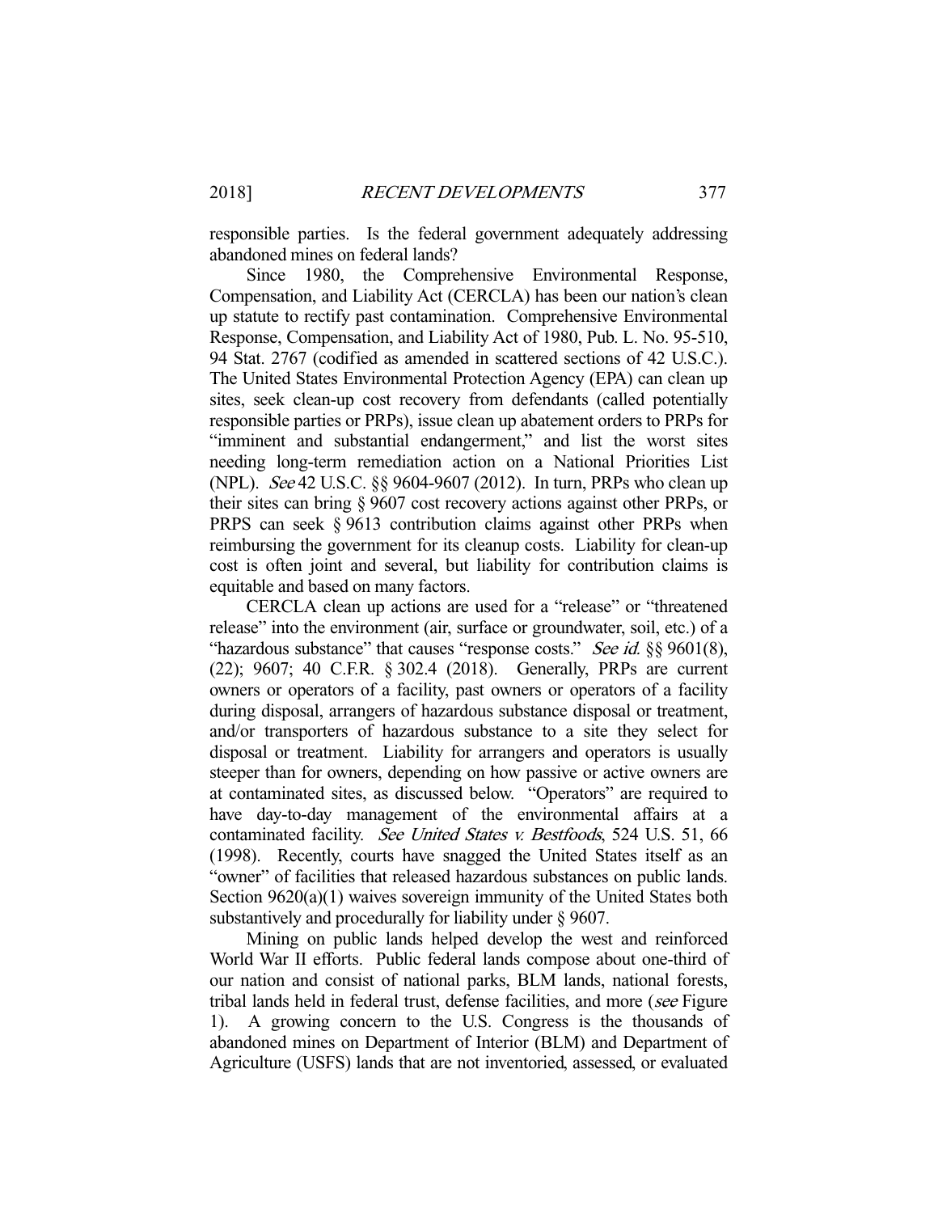responsible parties. Is the federal government adequately addressing abandoned mines on federal lands?

Since 1980, the Comprehensive Environmental Response, Compensation, and Liability Act (CERCLA) has been our nation's clean up statute to rectify past contamination. Comprehensive Environmental Response, Compensation, and Liability Act of 1980, Pub. L. No. 95-510, 94 Stat. 2767 (codified as amended in scattered sections of 42 U.S.C.). The United States Environmental Protection Agency (EPA) can clean up sites, seek clean-up cost recovery from defendants (called potentially responsible parties or PRPs), issue clean up abatement orders to PRPs for "imminent and substantial endangerment," and list the worst sites needing long-term remediation action on a National Priorities List (NPL). *See* 42 U.S.C. §§ 9604-9607 (2012). In turn, PRPs who clean up their sites can bring § 9607 cost recovery actions against other PRPs, or PRPS can seek § 9613 contribution claims against other PRPs when reimbursing the government for its cleanup costs. Liability for clean-up cost is often joint and several, but liability for contribution claims is equitable and based on many factors.

CERCLA clean up actions are used for a "release" or "threatened release" into the environment (air, surface or groundwater, soil, etc.) of a "hazardous substance" that causes "response costs." *See id.* §§ 9601(8), (22); 9607; 40 C.F.R. § 302.4 (2018). Generally, PRPs are current owners or operators of a facility, past owners or operators of a facility during disposal, arrangers of hazardous substance disposal or treatment, and/or transporters of hazardous substance to a site they select for disposal or treatment. Liability for arrangers and operators is usually steeper than for owners, depending on how passive or active owners are at contaminated sites, as discussed below. "Operators" are required to have day-to-day management of the environmental affairs at a contaminated facility. *See United States v. Bestfoods*, 524 U.S. 51, 66 (1998). Recently, courts have snagged the United States itself as an "owner" of facilities that released hazardous substances on public lands. Section 9620(a)(1) waives sovereign immunity of the United States both substantively and procedurally for liability under § 9607.

Mining on public lands helped develop the west and reinforced World War II efforts. Public federal lands compose about one-third of our nation and consist of national parks, BLM lands, national forests, tribal lands held in federal trust, defense facilities, and more (*see* Figure 1). A growing concern to the U.S. Congress is the thousands of abandoned mines on Department of Interior (BLM) and Department of Agriculture (USFS) lands that are not inventoried, assessed, or evaluated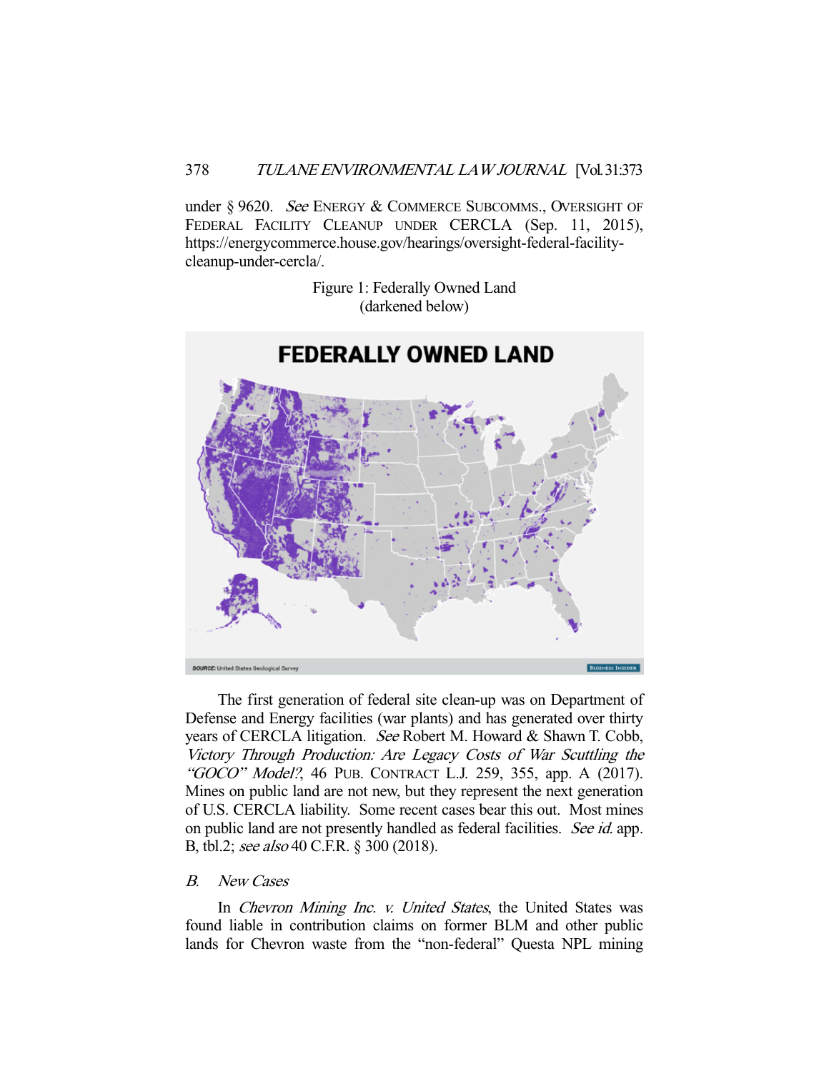under § 9620. *See* ENERGY & COMMERCE SUBCOMMS., OVERSIGHT OF FEDERAL FACILITY CLEANUP UNDER CERCLA (Sep. 11, 2015), https://energycommerce.house.gov/hearings/oversight-federal-facility-cleanup-under-cercla/.

Figure 1: Federally Owned Land
(darkened below)

The first generation of federal site clean-up was on Department of Defense and Energy facilities (war plants) and has generated over thirty years of CERCLA litigation. *See* Robert M. Howard & Shawn T. Cobb, *Victory Through Production: Are Legacy Costs of War Scuttling the "GOCO" Model?*, 46 PUB. CONTRACT L.J. 259, 355, app. A (2017). Mines on public land are not new, but they represent the next generation of U.S. CERCLA liability. Some recent cases bear this out. Most mines on public land are not presently handled as federal facilities. *See id.* app. B, tbl.2; *see also* 40 C.F.R. § 300 (2018).

### *B. New Cases*

In *Chevron Mining Inc. v. United States*, the United States was found liable in contribution claims on former BLM and other public lands for Chevron waste from the "non-federal" Questa NPL mining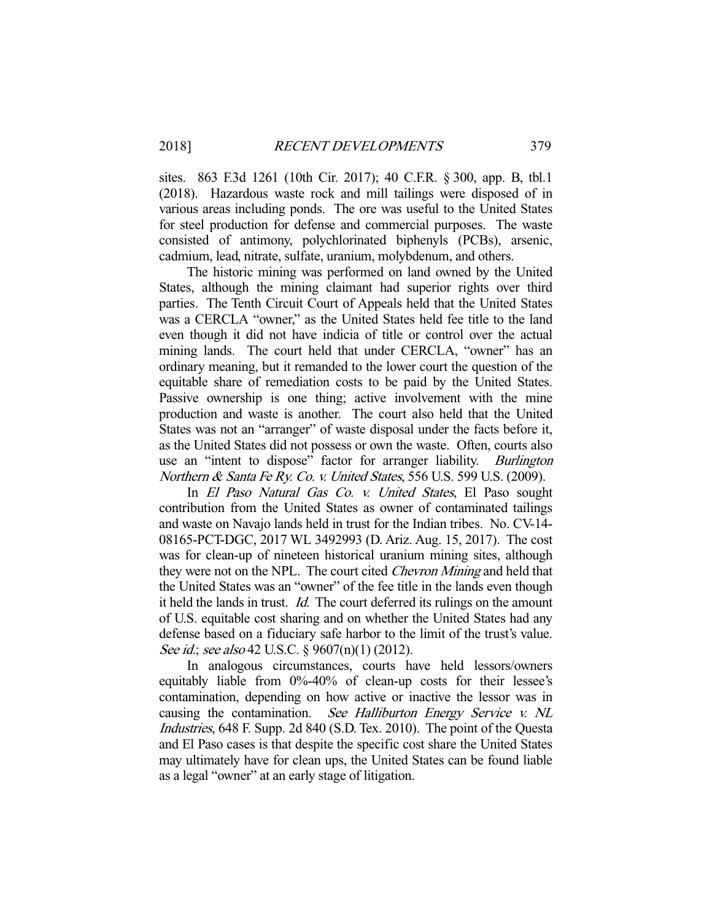sites. 863 F.3d 1261 (10th Cir. 2017); 40 C.F.R. § 300, app. B, tbl.1 (2018). Hazardous waste rock and mill tailings were disposed of in various areas including ponds. The ore was useful to the United States for steel production for defense and commercial purposes. The waste consisted of antimony, polychlorinated biphenyls (PCBs), arsenic, cadmium, lead, nitrate, sulfate, uranium, molybdenum, and others.

The historic mining was performed on land owned by the United States, although the mining claimant had superior rights over third parties. The Tenth Circuit Court of Appeals held that the United States was a CERCLA "owner," as the United States held fee title to the land even though it did not have indicia of title or control over the actual mining lands. The court held that under CERCLA, "owner" has an ordinary meaning, but it remanded to the lower court the question of the equitable share of remediation costs to be paid by the United States. Passive ownership is one thing; active involvement with the mine production and waste is another. The court also held that the United States was not an "arranger" of waste disposal under the facts before it, as the United States did not possess or own the waste. Often, courts also use an "intent to dispose" factor for arranger liability. *Burlington Northern & Santa Fe Ry. Co. v. United States*, 556 U.S. 599 U.S. (2009).

In *El Paso Natural Gas Co. v. United States*, El Paso sought contribution from the United States as owner of contaminated tailings and waste on Navajo lands held in trust for the Indian tribes. No. CV-14-08165-PCT-DGC, 2017 WL 3492993 (D. Ariz. Aug. 15, 2017). The cost was for clean-up of nineteen historical uranium mining sites, although they were not on the NPL. The court cited *Chevron Mining* and held that the United States was an "owner" of the fee title in the lands even though it held the lands in trust. *Id.* The court deferred its rulings on the amount of U.S. equitable cost sharing and on whether the United States had any defense based on a fiduciary safe harbor to the limit of the trust's value. *See id.*; *see also* 42 U.S.C. § 9607(n)(1) (2012).

In analogous circumstances, courts have held lessors/owners equitably liable from 0%-40% of clean-up costs for their lessee's contamination, depending on how active or inactive the lessor was in causing the contamination. *See Halliburton Energy Service v. NL Industries*, 648 F. Supp. 2d 840 (S.D. Tex. 2010). The point of the Questa and El Paso cases is that despite the specific cost share the United States may ultimately have for clean ups, the United States can be found liable as a legal "owner" at an early stage of litigation.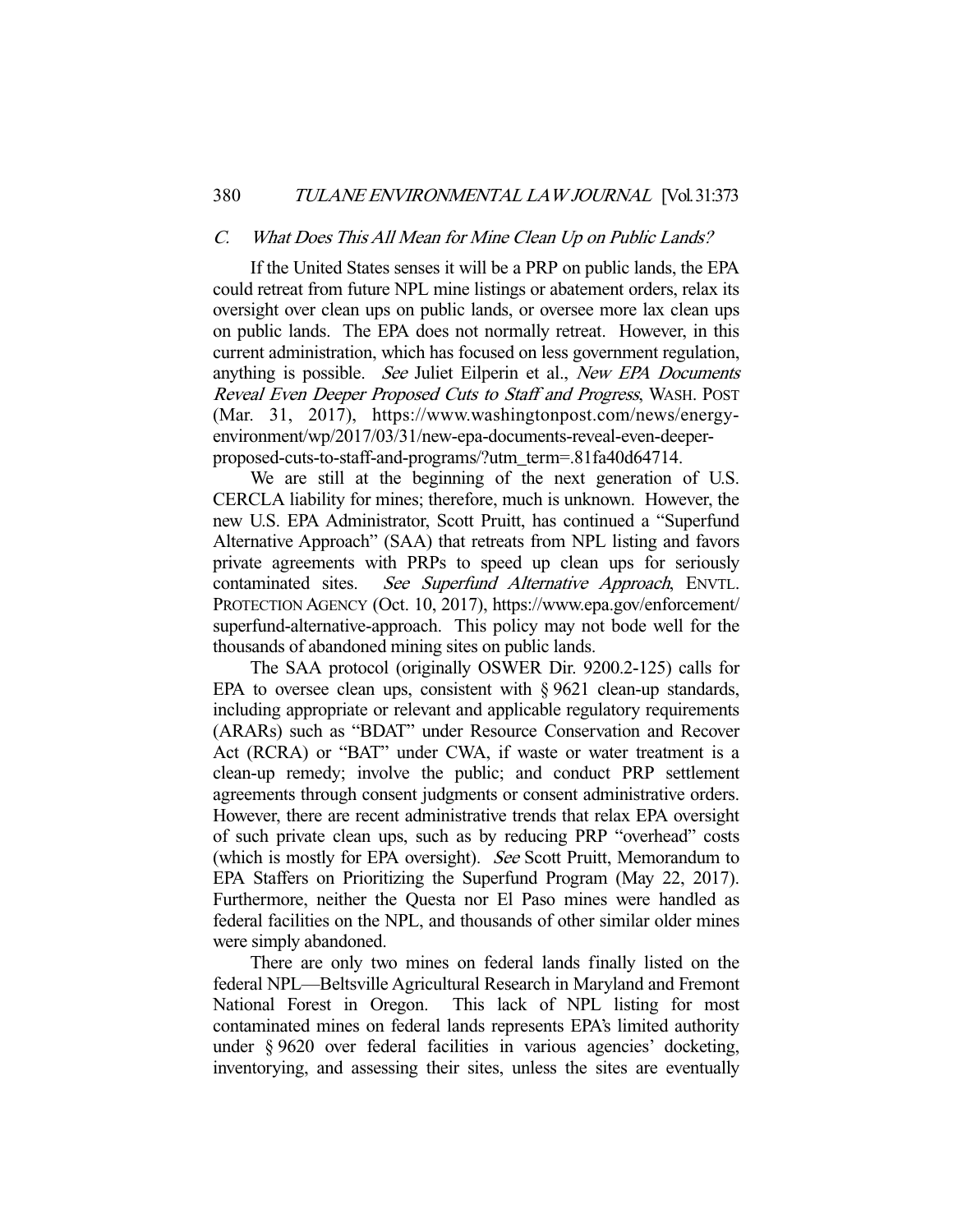### C. *What Does This All Mean for Mine Clean Up on Public Lands?*

If the United States senses it will be a PRP on public lands, the EPA could retreat from future NPL mine listings or abatement orders, relax its oversight over clean ups on public lands, or oversee more lax clean ups on public lands. The EPA does not normally retreat. However, in this current administration, which has focused on less government regulation, anything is possible. *See* Juliet Eilperin et al., *New EPA Documents Reveal Even Deeper Proposed Cuts to Staff and Progress*, WASH. POST (Mar. 31, 2017), https://www.washingtonpost.com/news/energy-environment/wp/2017/03/31/new-epa-documents-reveal-even-deeper-proposed-cuts-to-staff-and-programs/?utm_term=.81fa40d64714.

We are still at the beginning of the next generation of U.S. CERCLA liability for mines; therefore, much is unknown. However, the new U.S. EPA Administrator, Scott Pruitt, has continued a "Superfund Alternative Approach" (SAA) that retreats from NPL listing and favors private agreements with PRPs to speed up clean ups for seriously contaminated sites. *See Superfund Alternative Approach*, ENVTL. PROTECTION AGENCY (Oct. 10, 2017), https://www.epa.gov/enforcement/superfund-alternative-approach. This policy may not bode well for the thousands of abandoned mining sites on public lands.

The SAA protocol (originally OSWER Dir. 9200.2-125) calls for EPA to oversee clean ups, consistent with § 9621 clean-up standards, including appropriate or relevant and applicable regulatory requirements (ARARs) such as "BDAT" under Resource Conservation and Recover Act (RCRA) or "BAT" under CWA, if waste or water treatment is a clean-up remedy; involve the public; and conduct PRP settlement agreements through consent judgments or consent administrative orders. However, there are recent administrative trends that relax EPA oversight of such private clean ups, such as by reducing PRP "overhead" costs (which is mostly for EPA oversight). *See* Scott Pruitt, Memorandum to EPA Staffers on Prioritizing the Superfund Program (May 22, 2017). Furthermore, neither the Questa nor El Paso mines were handled as federal facilities on the NPL, and thousands of other similar older mines were simply abandoned.

There are only two mines on federal lands finally listed on the federal NPL—Beltsville Agricultural Research in Maryland and Fremont National Forest in Oregon. This lack of NPL listing for most contaminated mines on federal lands represents EPA's limited authority under § 9620 over federal facilities in various agencies' docketing, inventorying, and assessing their sites, unless the sites are eventually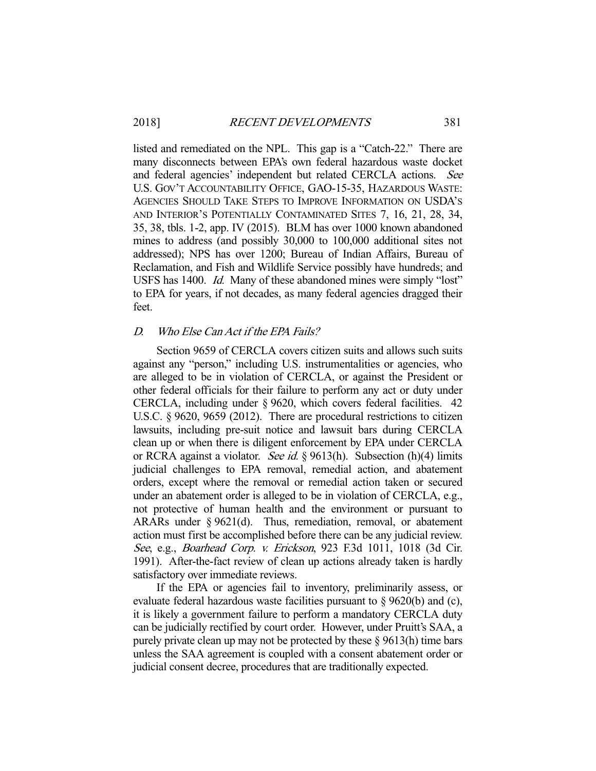listed and remediated on the NPL. This gap is a "Catch-22." There are many disconnects between EPA's own federal hazardous waste docket and federal agencies' independent but related CERCLA actions. *See* U.S. GOV'T ACCOUNTABILITY OFFICE, GAO-15-35, HAZARDOUS WASTE: AGENCIES SHOULD TAKE STEPS TO IMPROVE INFORMATION ON USDA'S AND INTERIOR'S POTENTIALLY CONTAMINATED SITES 7, 16, 21, 28, 34, 35, 38, tbls. 1-2, app. IV (2015). BLM has over 1000 known abandoned mines to address (and possibly 30,000 to 100,000 additional sites not addressed); NPS has over 1200; Bureau of Indian Affairs, Bureau of Reclamation, and Fish and Wildlife Service possibly have hundreds; and USFS has 1400. *Id.* Many of these abandoned mines were simply "lost" to EPA for years, if not decades, as many federal agencies dragged their feet.

### D. *Who Else Can Act if the EPA Fails?*

Section 9659 of CERCLA covers citizen suits and allows such suits against any "person," including U.S. instrumentalities or agencies, who are alleged to be in violation of CERCLA, or against the President or other federal officials for their failure to perform any act or duty under CERCLA, including under § 9620, which covers federal facilities. 42 U.S.C. § 9620, 9659 (2012). There are procedural restrictions to citizen lawsuits, including pre-suit notice and lawsuit bars during CERCLA clean up or when there is diligent enforcement by EPA under CERCLA or RCRA against a violator. *See id.* § 9613(h). Subsection (h)(4) limits judicial challenges to EPA removal, remedial action, and abatement orders, except where the removal or remedial action taken or secured under an abatement order is alleged to be in violation of CERCLA, e.g., not protective of human health and the environment or pursuant to ARARs under § 9621(d). Thus, remediation, removal, or abatement action must first be accomplished before there can be any judicial review. *See*, e.g., *Boarhead Corp. v. Erickson*, 923 F.3d 1011, 1018 (3d Cir. 1991). After-the-fact review of clean up actions already taken is hardly satisfactory over immediate reviews.

If the EPA or agencies fail to inventory, preliminarily assess, or evaluate federal hazardous waste facilities pursuant to § 9620(b) and (c), it is likely a government failure to perform a mandatory CERCLA duty can be judicially rectified by court order. However, under Pruitt's SAA, a purely private clean up may not be protected by these § 9613(h) time bars unless the SAA agreement is coupled with a consent abatement order or judicial consent decree, procedures that are traditionally expected.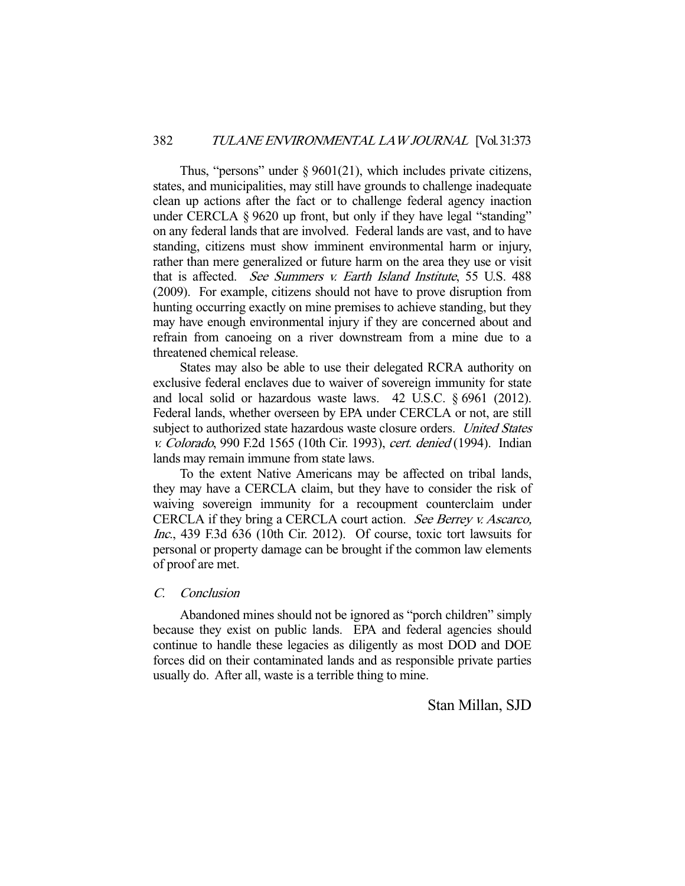Thus, "persons" under § 9601(21), which includes private citizens, states, and municipalities, may still have grounds to challenge inadequate clean up actions after the fact or to challenge federal agency inaction under CERCLA § 9620 up front, but only if they have legal "standing" on any federal lands that are involved. Federal lands are vast, and to have standing, citizens must show imminent environmental harm or injury, rather than mere generalized or future harm on the area they use or visit that is affected. *See Summers v. Earth Island Institute*, 55 U.S. 488 (2009). For example, citizens should not have to prove disruption from hunting occurring exactly on mine premises to achieve standing, but they may have enough environmental injury if they are concerned about and refrain from canoeing on a river downstream from a mine due to a threatened chemical release.

States may also be able to use their delegated RCRA authority on exclusive federal enclaves due to waiver of sovereign immunity for state and local solid or hazardous waste laws. 42 U.S.C. § 6961 (2012). Federal lands, whether overseen by EPA under CERCLA or not, are still subject to authorized state hazardous waste closure orders. *United States v. Colorado*, 990 F.2d 1565 (10th Cir. 1993), *cert. denied* (1994). Indian lands may remain immune from state laws.

To the extent Native Americans may be affected on tribal lands, they may have a CERCLA claim, but they have to consider the risk of waiving sovereign immunity for a recoupment counterclaim under CERCLA if they bring a CERCLA court action. *See Berrey v. Ascarco, Inc.*, 439 F.3d 636 (10th Cir. 2012). Of course, toxic tort lawsuits for personal or property damage can be brought if the common law elements of proof are met.

### *C. Conclusion*

Abandoned mines should not be ignored as "porch children" simply because they exist on public lands. EPA and federal agencies should continue to handle these legacies as diligently as most DOD and DOE forces did on their contaminated lands and as responsible private parties usually do. After all, waste is a terrible thing to mine.

Stan Millan, SJD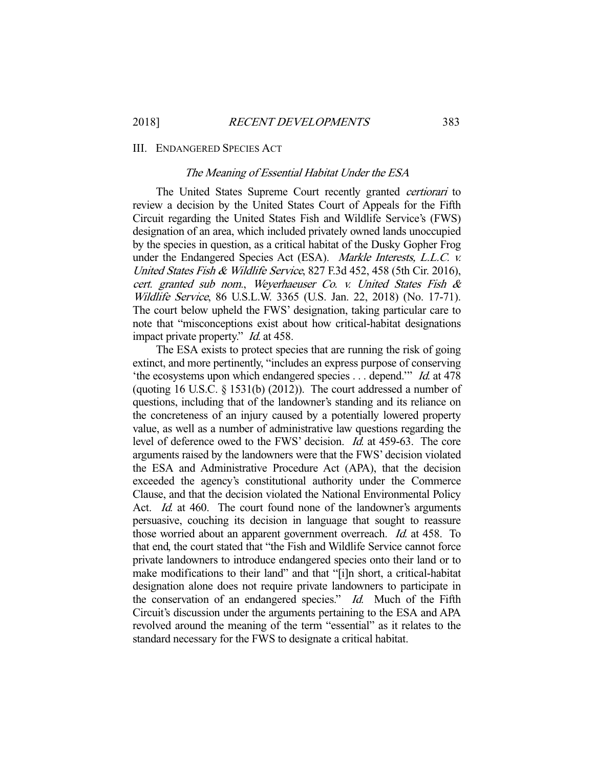## III. ENDANGERED SPECIES ACT

### *The Meaning of Essential Habitat Under the ESA*

The United States Supreme Court recently granted *certiorari* to review a decision by the United States Court of Appeals for the Fifth Circuit regarding the United States Fish and Wildlife Service's (FWS) designation of an area, which included privately owned lands unoccupied by the species in question, as a critical habitat of the Dusky Gopher Frog under the Endangered Species Act (ESA). *Markle Interests, L.L.C. v. United States Fish & Wildlife Service*, 827 F.3d 452, 458 (5th Cir. 2016), *cert. granted sub nom.*, *Weyerhaeuser Co. v. United States Fish & Wildlife Service*, 86 U.S.L.W. 3365 (U.S. Jan. 22, 2018) (No. 17-71). The court below upheld the FWS' designation, taking particular care to note that "misconceptions exist about how critical-habitat designations impact private property." *Id.* at 458.

The ESA exists to protect species that are running the risk of going extinct, and more pertinently, "includes an express purpose of conserving 'the ecosystems upon which endangered species . . . depend.'" *Id.* at 478 (quoting 16 U.S.C. § 1531(b) (2012)). The court addressed a number of questions, including that of the landowner's standing and its reliance on the concreteness of an injury caused by a potentially lowered property value, as well as a number of administrative law questions regarding the level of deference owed to the FWS' decision. *Id.* at 459-63. The core arguments raised by the landowners were that the FWS' decision violated the ESA and Administrative Procedure Act (APA), that the decision exceeded the agency's constitutional authority under the Commerce Clause, and that the decision violated the National Environmental Policy Act. *Id.* at 460. The court found none of the landowner's arguments persuasive, couching its decision in language that sought to reassure those worried about an apparent government overreach. *Id.* at 458. To that end, the court stated that "the Fish and Wildlife Service cannot force private landowners to introduce endangered species onto their land or to make modifications to their land" and that "[i]n short, a critical-habitat designation alone does not require private landowners to participate in the conservation of an endangered species." *Id.* Much of the Fifth Circuit's discussion under the arguments pertaining to the ESA and APA revolved around the meaning of the term "essential" as it relates to the standard necessary for the FWS to designate a critical habitat.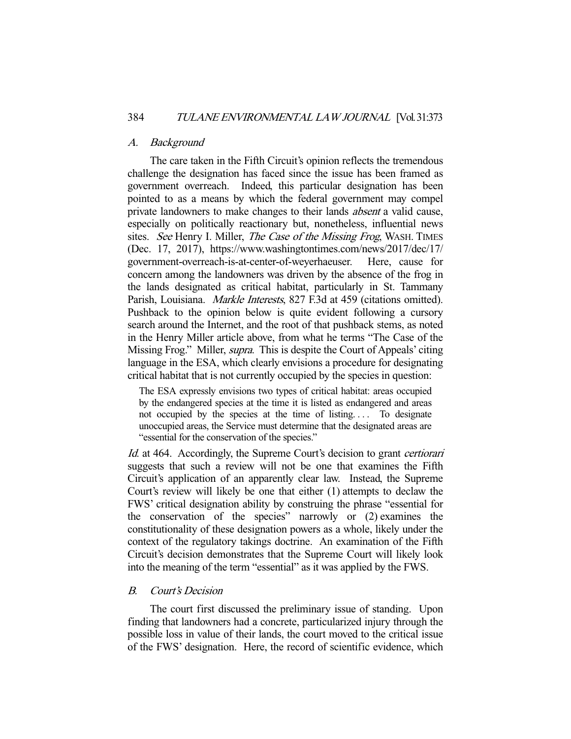### *A. Background*

The care taken in the Fifth Circuit's opinion reflects the tremendous challenge the designation has faced since the issue has been framed as government overreach. Indeed, this particular designation has been pointed to as a means by which the federal government may compel private landowners to make changes to their lands *absent* a valid cause, especially on politically reactionary but, nonetheless, influential news sites. *See* Henry I. Miller, *The Case of the Missing Frog*, WASH. TIMES (Dec. 17, 2017), https://www.washingtontimes.com/news/2017/dec/17/government-overreach-is-at-center-of-weyerhaeuser. Here, cause for concern among the landowners was driven by the absence of the frog in the lands designated as critical habitat, particularly in St. Tammany Parish, Louisiana. *Markle Interests*, 827 F.3d at 459 (citations omitted). Pushback to the opinion below is quite evident following a cursory search around the Internet, and the root of that pushback stems, as noted in the Henry Miller article above, from what he terms "The Case of the Missing Frog." Miller, *supra*. This is despite the Court of Appeals' citing language in the ESA, which clearly envisions a procedure for designating critical habitat that is not currently occupied by the species in question:

> The ESA expressly envisions two types of critical habitat: areas occupied by the endangered species at the time it is listed as endangered and areas not occupied by the species at the time of listing. . . . To designate unoccupied areas, the Service must determine that the designated areas are "essential for the conservation of the species."

*Id.* at 464. Accordingly, the Supreme Court's decision to grant *certiorari* suggests that such a review will not be one that examines the Fifth Circuit's application of an apparently clear law. Instead, the Supreme Court's review will likely be one that either (1) attempts to declaw the FWS' critical designation ability by construing the phrase "essential for the conservation of the species" narrowly or (2) examines the constitutionality of these designation powers as a whole, likely under the context of the regulatory takings doctrine. An examination of the Fifth Circuit's decision demonstrates that the Supreme Court will likely look into the meaning of the term "essential" as it was applied by the FWS.

### *B. Court's Decision*

The court first discussed the preliminary issue of standing. Upon finding that landowners had a concrete, particularized injury through the possible loss in value of their lands, the court moved to the critical issue of the FWS' designation. Here, the record of scientific evidence, which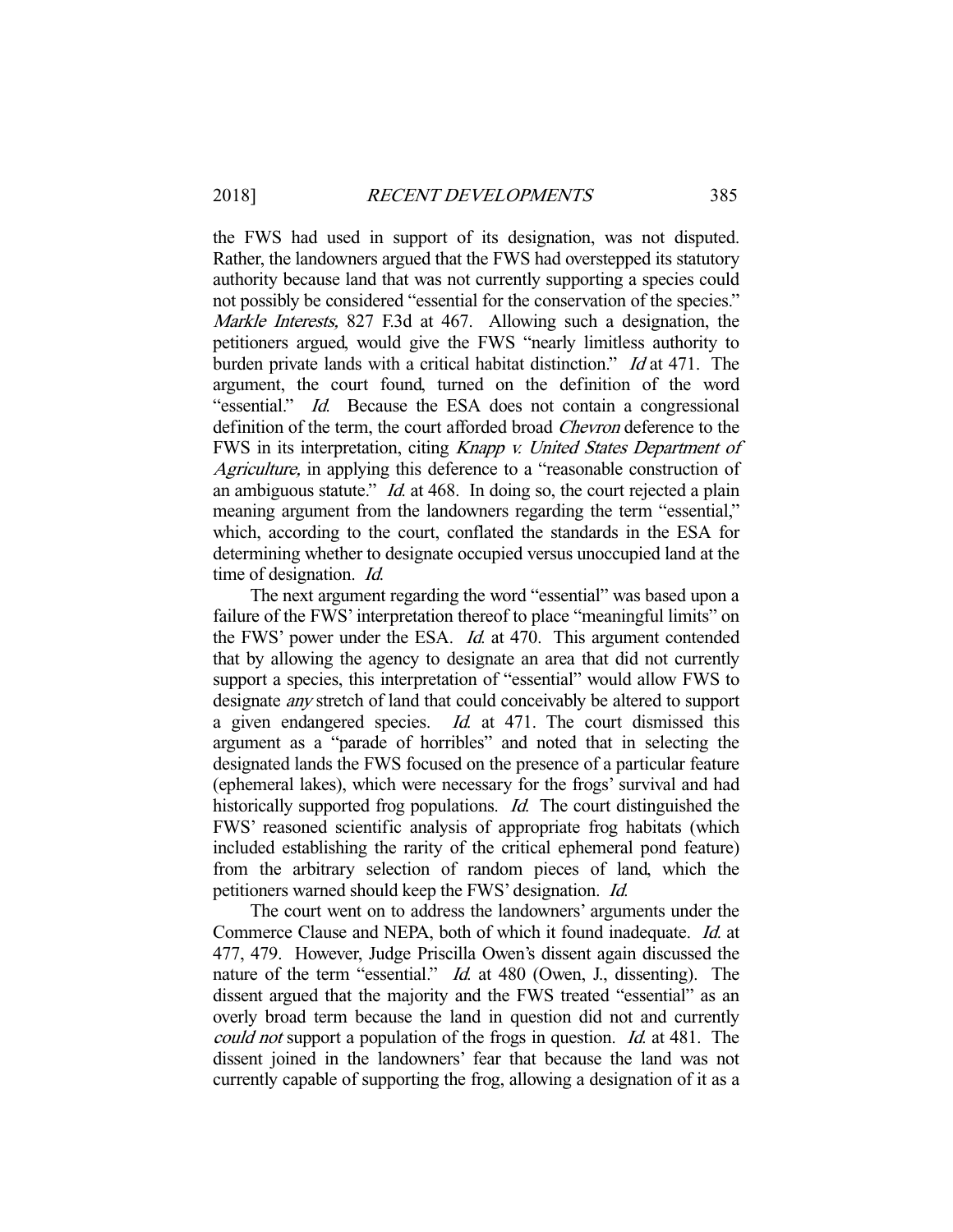the FWS had used in support of its designation, was not disputed. Rather, the landowners argued that the FWS had overstepped its statutory authority because land that was not currently supporting a species could not possibly be considered "essential for the conservation of the species." *Markle Interests,* 827 F.3d at 467. Allowing such a designation, the petitioners argued, would give the FWS "nearly limitless authority to burden private lands with a critical habitat distinction." *Id* at 471. The argument, the court found, turned on the definition of the word "essential." *Id.* Because the ESA does not contain a congressional definition of the term, the court afforded broad *Chevron* deference to the FWS in its interpretation, citing *Knapp v. United States Department of Agriculture,* in applying this deference to a "reasonable construction of an ambiguous statute." *Id.* at 468. In doing so, the court rejected a plain meaning argument from the landowners regarding the term "essential," which, according to the court, conflated the standards in the ESA for determining whether to designate occupied versus unoccupied land at the time of designation. *Id.*

The next argument regarding the word "essential" was based upon a failure of the FWS' interpretation thereof to place "meaningful limits" on the FWS' power under the ESA. *Id.* at 470. This argument contended that by allowing the agency to designate an area that did not currently support a species, this interpretation of "essential" would allow FWS to designate *any* stretch of land that could conceivably be altered to support a given endangered species. *Id.* at 471. The court dismissed this argument as a "parade of horribles" and noted that in selecting the designated lands the FWS focused on the presence of a particular feature (ephemeral lakes), which were necessary for the frogs' survival and had historically supported frog populations. *Id.* The court distinguished the FWS' reasoned scientific analysis of appropriate frog habitats (which included establishing the rarity of the critical ephemeral pond feature) from the arbitrary selection of random pieces of land, which the petitioners warned should keep the FWS' designation. *Id.*

The court went on to address the landowners' arguments under the Commerce Clause and NEPA, both of which it found inadequate. *Id.* at 477, 479. However, Judge Priscilla Owen's dissent again discussed the nature of the term "essential." *Id.* at 480 (Owen, J., dissenting). The dissent argued that the majority and the FWS treated "essential" as an overly broad term because the land in question did not and currently *could not* support a population of the frogs in question. *Id.* at 481. The dissent joined in the landowners' fear that because the land was not currently capable of supporting the frog, allowing a designation of it as a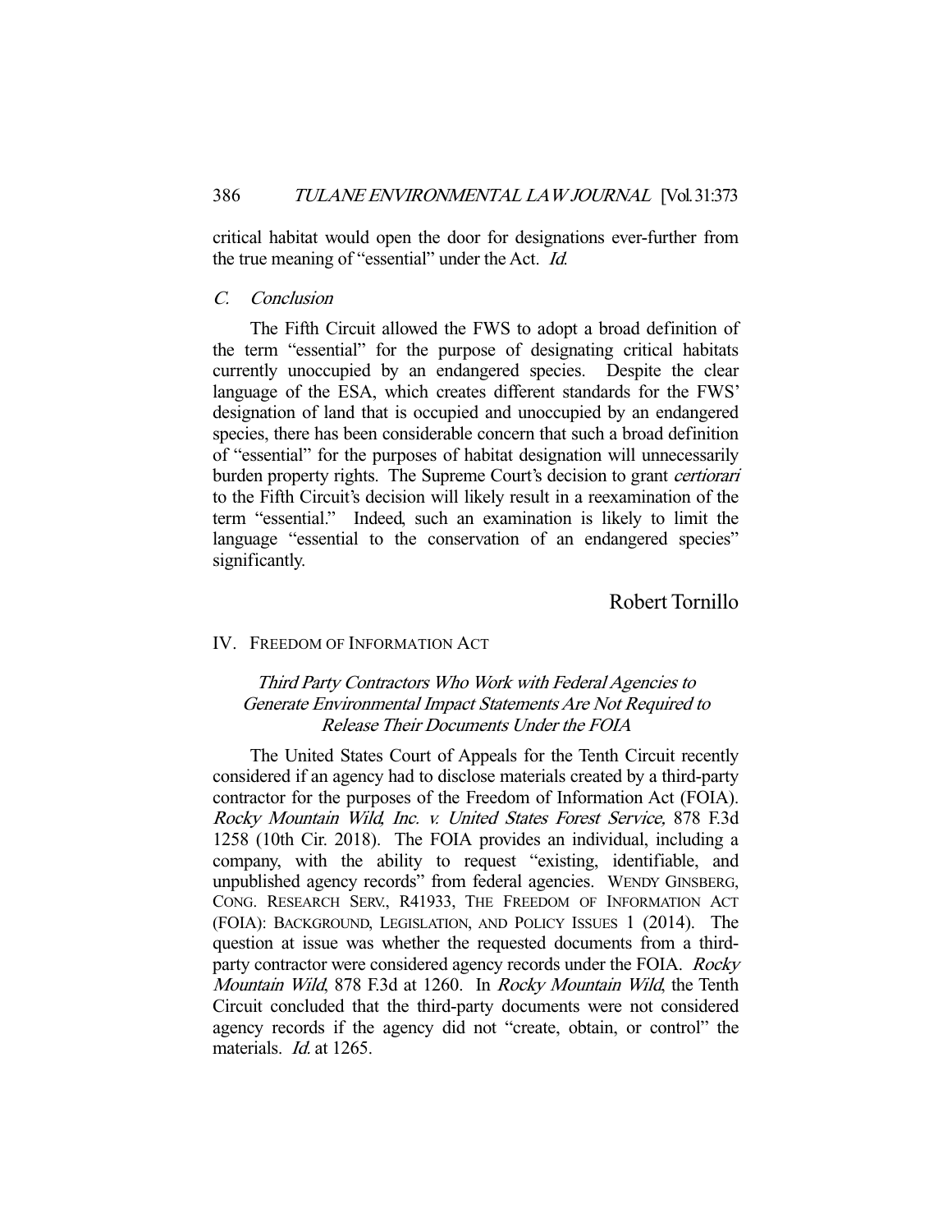critical habitat would open the door for designations ever-further from the true meaning of "essential" under the Act. *Id.*

### *C. Conclusion*

The Fifth Circuit allowed the FWS to adopt a broad definition of the term "essential" for the purpose of designating critical habitats currently unoccupied by an endangered species. Despite the clear language of the ESA, which creates different standards for the FWS' designation of land that is occupied and unoccupied by an endangered species, there has been considerable concern that such a broad definition of "essential" for the purposes of habitat designation will unnecessarily burden property rights. The Supreme Court's decision to grant *certiorari* to the Fifth Circuit's decision will likely result in a reexamination of the term "essential." Indeed, such an examination is likely to limit the language "essential to the conservation of an endangered species" significantly.

Robert Tornillo

## IV. FREEDOM OF INFORMATION ACT

### *Third Party Contractors Who Work with Federal Agencies to Generate Environmental Impact Statements Are Not Required to Release Their Documents Under the FOIA*

The United States Court of Appeals for the Tenth Circuit recently considered if an agency had to disclose materials created by a third-party contractor for the purposes of the Freedom of Information Act (FOIA). *Rocky Mountain Wild, Inc. v. United States Forest Service,* 878 F.3d 1258 (10th Cir. 2018). The FOIA provides an individual, including a company, with the ability to request "existing, identifiable, and unpublished agency records" from federal agencies. WENDY GINSBERG, CONG. RESEARCH SERV., R41933, THE FREEDOM OF INFORMATION ACT (FOIA): BACKGROUND, LEGISLATION, AND POLICY ISSUES 1 (2014). The question at issue was whether the requested documents from a third-party contractor were considered agency records under the FOIA. *Rocky Mountain Wild*, 878 F.3d at 1260. In *Rocky Mountain Wild*, the Tenth Circuit concluded that the third-party documents were not considered agency records if the agency did not "create, obtain, or control" the materials. *Id.* at 1265.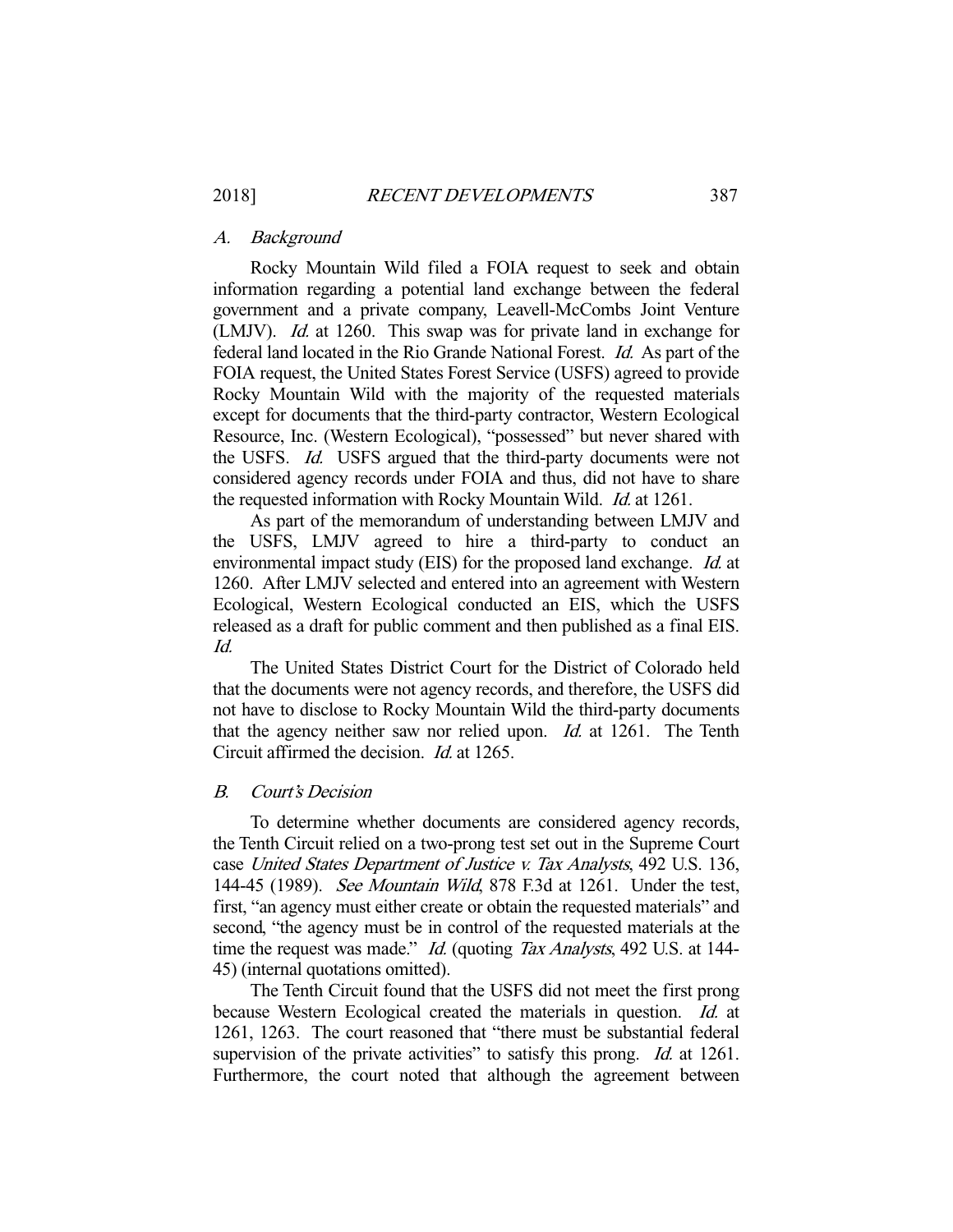### *A. Background*

Rocky Mountain Wild filed a FOIA request to seek and obtain information regarding a potential land exchange between the federal government and a private company, Leavell-McCombs Joint Venture (LMJV). *Id.* at 1260. This swap was for private land in exchange for federal land located in the Rio Grande National Forest. *Id.* As part of the FOIA request, the United States Forest Service (USFS) agreed to provide Rocky Mountain Wild with the majority of the requested materials except for documents that the third-party contractor, Western Ecological Resource, Inc. (Western Ecological), "possessed" but never shared with the USFS. *Id.* USFS argued that the third-party documents were not considered agency records under FOIA and thus, did not have to share the requested information with Rocky Mountain Wild. *Id.* at 1261.

As part of the memorandum of understanding between LMJV and the USFS, LMJV agreed to hire a third-party to conduct an environmental impact study (EIS) for the proposed land exchange. *Id.* at 1260. After LMJV selected and entered into an agreement with Western Ecological, Western Ecological conducted an EIS, which the USFS released as a draft for public comment and then published as a final EIS. *Id.*

The United States District Court for the District of Colorado held that the documents were not agency records, and therefore, the USFS did not have to disclose to Rocky Mountain Wild the third-party documents that the agency neither saw nor relied upon. *Id.* at 1261. The Tenth Circuit affirmed the decision. *Id.* at 1265.

### *B. Court's Decision*

To determine whether documents are considered agency records, the Tenth Circuit relied on a two-prong test set out in the Supreme Court case *United States Department of Justice v. Tax Analysts*, 492 U.S. 136, 144-45 (1989). *See Mountain Wild*, 878 F.3d at 1261. Under the test, first, "an agency must either create or obtain the requested materials" and second, "the agency must be in control of the requested materials at the time the request was made." *Id.* (quoting *Tax Analysts*, 492 U.S. at 144-45) (internal quotations omitted).

The Tenth Circuit found that the USFS did not meet the first prong because Western Ecological created the materials in question. *Id.* at 1261, 1263. The court reasoned that "there must be substantial federal supervision of the private activities" to satisfy this prong. *Id.* at 1261. Furthermore, the court noted that although the agreement between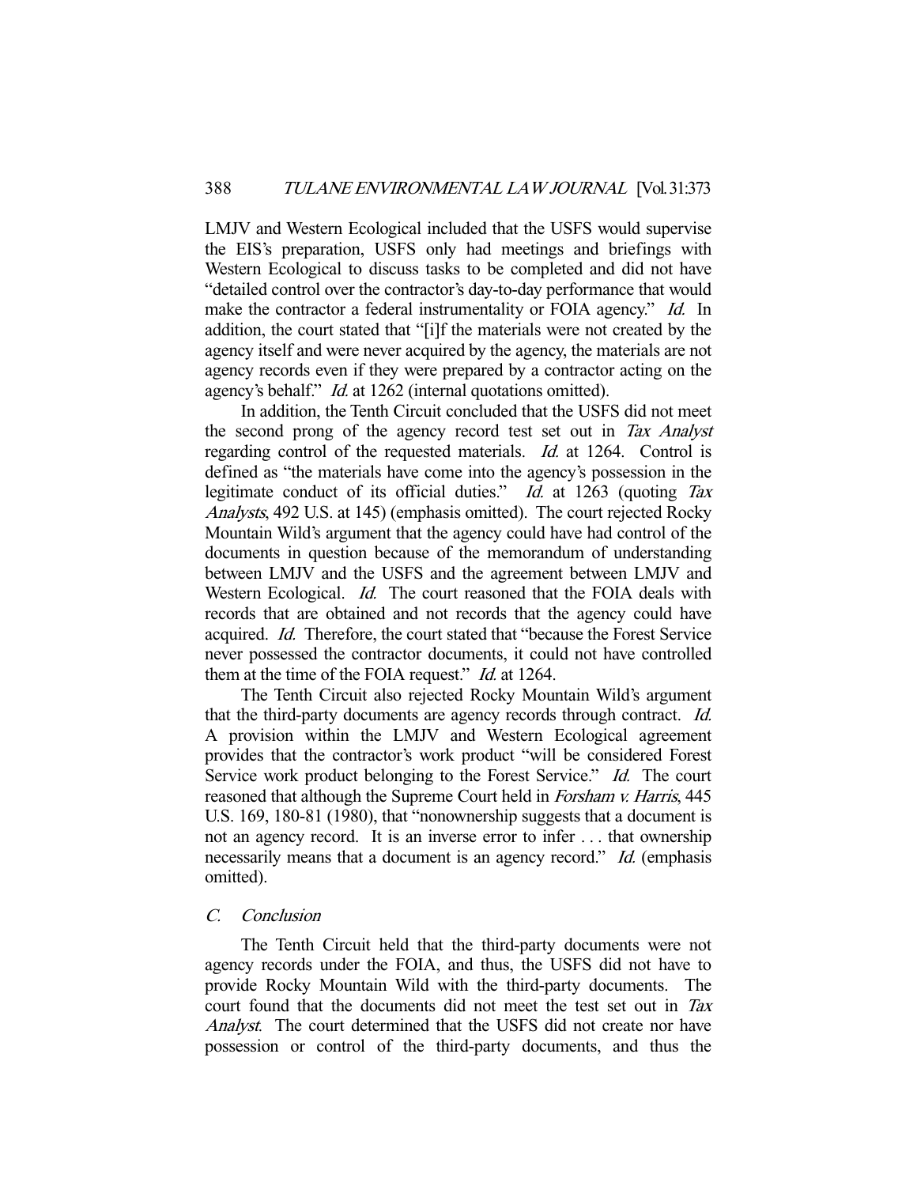LMJV and Western Ecological included that the USFS would supervise the EIS's preparation, USFS only had meetings and briefings with Western Ecological to discuss tasks to be completed and did not have "detailed control over the contractor's day-to-day performance that would make the contractor a federal instrumentality or FOIA agency." *Id.* In addition, the court stated that "[i]f the materials were not created by the agency itself and were never acquired by the agency, the materials are not agency records even if they were prepared by a contractor acting on the agency's behalf." *Id.* at 1262 (internal quotations omitted).

In addition, the Tenth Circuit concluded that the USFS did not meet the second prong of the agency record test set out in *Tax Analyst* regarding control of the requested materials. *Id.* at 1264. Control is defined as "the materials have come into the agency's possession in the legitimate conduct of its official duties." *Id.* at 1263 (quoting *Tax Analysts*, 492 U.S. at 145) (emphasis omitted). The court rejected Rocky Mountain Wild's argument that the agency could have had control of the documents in question because of the memorandum of understanding between LMJV and the USFS and the agreement between LMJV and Western Ecological. *Id.* The court reasoned that the FOIA deals with records that are obtained and not records that the agency could have acquired. *Id.* Therefore, the court stated that "because the Forest Service never possessed the contractor documents, it could not have controlled them at the time of the FOIA request." *Id.* at 1264.

The Tenth Circuit also rejected Rocky Mountain Wild's argument that the third-party documents are agency records through contract. *Id.* A provision within the LMJV and Western Ecological agreement provides that the contractor's work product "will be considered Forest Service work product belonging to the Forest Service." *Id.* The court reasoned that although the Supreme Court held in *Forsham v. Harris*, 445 U.S. 169, 180-81 (1980), that "nonownership suggests that a document is not an agency record. It is an inverse error to infer . . . that ownership necessarily means that a document is an agency record." *Id.* (emphasis omitted).

### C. *Conclusion*

The Tenth Circuit held that the third-party documents were not agency records under the FOIA, and thus, the USFS did not have to provide Rocky Mountain Wild with the third-party documents. The court found that the documents did not meet the test set out in *Tax Analyst*. The court determined that the USFS did not create nor have possession or control of the third-party documents, and thus the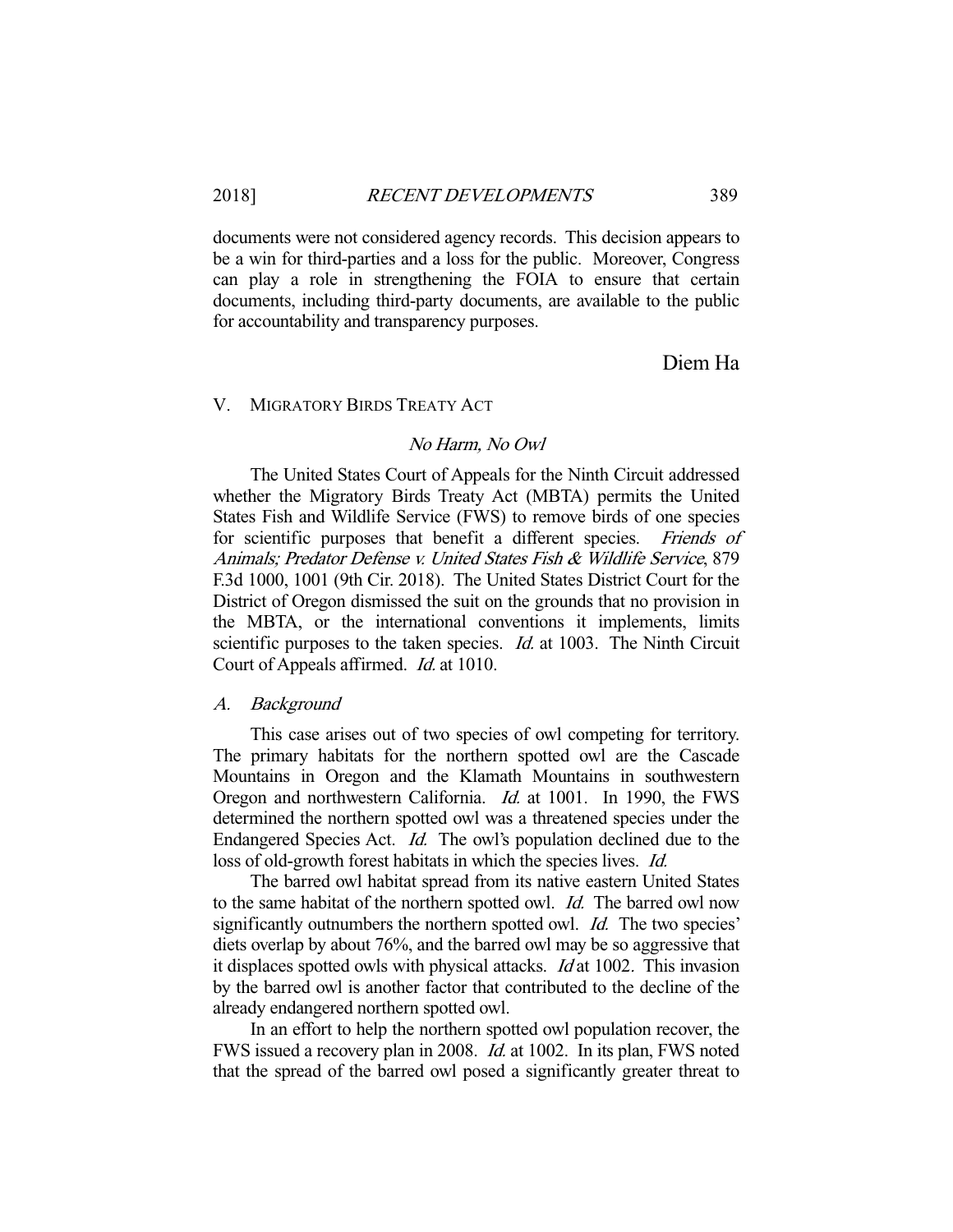documents were not considered agency records. This decision appears to be a win for third-parties and a loss for the public. Moreover, Congress can play a role in strengthening the FOIA to ensure that certain documents, including third-party documents, are available to the public for accountability and transparency purposes.

Diem Ha

## V. MIGRATORY BIRDS TREATY ACT

### *No Harm, No Owl*

The United States Court of Appeals for the Ninth Circuit addressed whether the Migratory Birds Treaty Act (MBTA) permits the United States Fish and Wildlife Service (FWS) to remove birds of one species for scientific purposes that benefit a different species. *Friends of Animals; Predator Defense v. United States Fish & Wildlife Service*, 879 F.3d 1000, 1001 (9th Cir. 2018). The United States District Court for the District of Oregon dismissed the suit on the grounds that no provision in the MBTA, or the international conventions it implements, limits scientific purposes to the taken species. *Id.* at 1003. The Ninth Circuit Court of Appeals affirmed. *Id.* at 1010.

### *A. Background*

This case arises out of two species of owl competing for territory. The primary habitats for the northern spotted owl are the Cascade Mountains in Oregon and the Klamath Mountains in southwestern Oregon and northwestern California. *Id.* at 1001. In 1990, the FWS determined the northern spotted owl was a threatened species under the Endangered Species Act. *Id.* The owl's population declined due to the loss of old-growth forest habitats in which the species lives. *Id.*

The barred owl habitat spread from its native eastern United States to the same habitat of the northern spotted owl. *Id.* The barred owl now significantly outnumbers the northern spotted owl. *Id.* The two species' diets overlap by about 76%, and the barred owl may be so aggressive that it displaces spotted owls with physical attacks. *Id* at 1002. This invasion by the barred owl is another factor that contributed to the decline of the already endangered northern spotted owl.

In an effort to help the northern spotted owl population recover, the FWS issued a recovery plan in 2008. *Id.* at 1002. In its plan, FWS noted that the spread of the barred owl posed a significantly greater threat to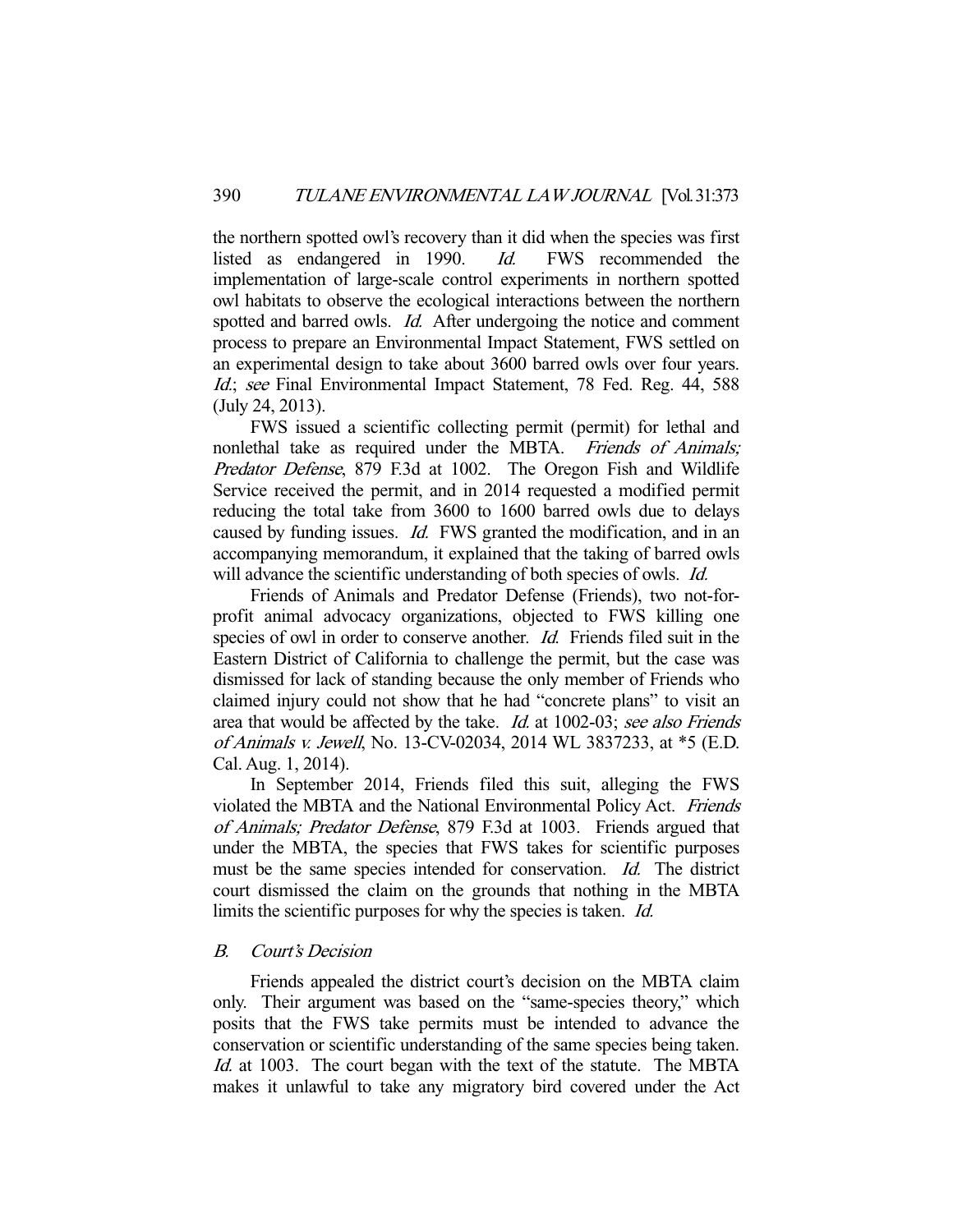the northern spotted owl's recovery than it did when the species was first listed as endangered in 1990. *Id.* FWS recommended the implementation of large-scale control experiments in northern spotted owl habitats to observe the ecological interactions between the northern spotted and barred owls. *Id.* After undergoing the notice and comment process to prepare an Environmental Impact Statement, FWS settled on an experimental design to take about 3600 barred owls over four years. *Id.*; *see* Final Environmental Impact Statement, 78 Fed. Reg. 44, 588 (July 24, 2013).

FWS issued a scientific collecting permit (permit) for lethal and nonlethal take as required under the MBTA. *Friends of Animals; Predator Defense*, 879 F.3d at 1002. The Oregon Fish and Wildlife Service received the permit, and in 2014 requested a modified permit reducing the total take from 3600 to 1600 barred owls due to delays caused by funding issues. *Id.* FWS granted the modification, and in an accompanying memorandum, it explained that the taking of barred owls will advance the scientific understanding of both species of owls. *Id.*

Friends of Animals and Predator Defense (Friends), two not-for-profit animal advocacy organizations, objected to FWS killing one species of owl in order to conserve another. *Id.* Friends filed suit in the Eastern District of California to challenge the permit, but the case was dismissed for lack of standing because the only member of Friends who claimed injury could not show that he had "concrete plans" to visit an area that would be affected by the take. *Id.* at 1002-03; *see also Friends of Animals v. Jewell*, No. 13-CV-02034, 2014 WL 3837233, at *5 (E.D. Cal. Aug. 1, 2014).

In September 2014, Friends filed this suit, alleging the FWS violated the MBTA and the National Environmental Policy Act. *Friends of Animals; Predator Defense*, 879 F.3d at 1003. Friends argued that under the MBTA, the species that FWS takes for scientific purposes must be the same species intended for conservation. *Id.* The district court dismissed the claim on the grounds that nothing in the MBTA limits the scientific purposes for why the species is taken. *Id.*

### B. *Court's Decision*

Friends appealed the district court's decision on the MBTA claim only. Their argument was based on the "same-species theory," which posits that the FWS take permits must be intended to advance the conservation or scientific understanding of the same species being taken. *Id.* at 1003. The court began with the text of the statute. The MBTA makes it unlawful to take any migratory bird covered under the Act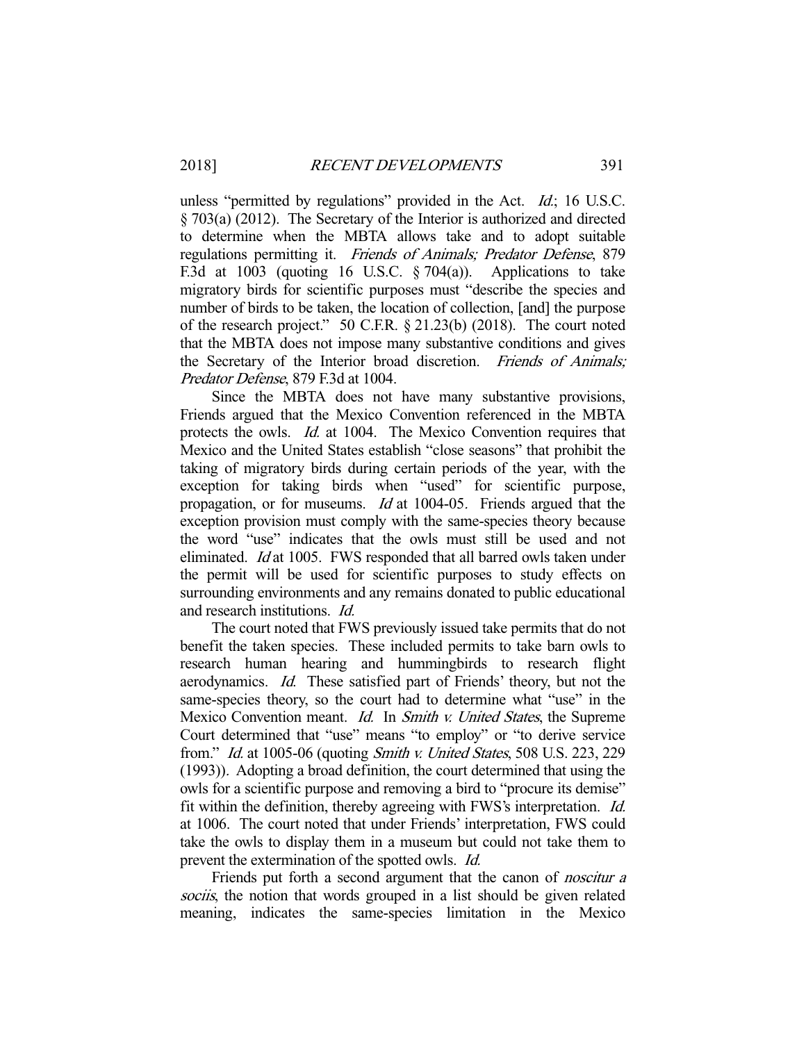unless "permitted by regulations" provided in the Act. *Id.*; 16 U.S.C. § 703(a) (2012). The Secretary of the Interior is authorized and directed to determine when the MBTA allows take and to adopt suitable regulations permitting it. *Friends of Animals; Predator Defense*, 879 F.3d at 1003 (quoting 16 U.S.C. § 704(a)). Applications to take migratory birds for scientific purposes must "describe the species and number of birds to be taken, the location of collection, [and] the purpose of the research project." 50 C.F.R. § 21.23(b) (2018). The court noted that the MBTA does not impose many substantive conditions and gives the Secretary of the Interior broad discretion. *Friends of Animals; Predator Defense*, 879 F.3d at 1004.

Since the MBTA does not have many substantive provisions, Friends argued that the Mexico Convention referenced in the MBTA protects the owls. *Id.* at 1004. The Mexico Convention requires that Mexico and the United States establish "close seasons" that prohibit the taking of migratory birds during certain periods of the year, with the exception for taking birds when "used" for scientific purpose, propagation, or for museums. *Id* at 1004-05. Friends argued that the exception provision must comply with the same-species theory because the word "use" indicates that the owls must still be used and not eliminated. *Id* at 1005. FWS responded that all barred owls taken under the permit will be used for scientific purposes to study effects on surrounding environments and any remains donated to public educational and research institutions. *Id.*

The court noted that FWS previously issued take permits that do not benefit the taken species. These included permits to take barn owls to research human hearing and hummingbirds to research flight aerodynamics. *Id.* These satisfied part of Friends' theory, but not the same-species theory, so the court had to determine what "use" in the Mexico Convention meant. *Id.* In *Smith v. United States*, the Supreme Court determined that "use" means "to employ" or "to derive service from." *Id.* at 1005-06 (quoting *Smith v. United States*, 508 U.S. 223, 229 (1993)). Adopting a broad definition, the court determined that using the owls for a scientific purpose and removing a bird to "procure its demise" fit within the definition, thereby agreeing with FWS's interpretation. *Id.* at 1006. The court noted that under Friends' interpretation, FWS could take the owls to display them in a museum but could not take them to prevent the extermination of the spotted owls. *Id.*

Friends put forth a second argument that the canon of *noscitur a sociis*, the notion that words grouped in a list should be given related meaning, indicates the same-species limitation in the Mexico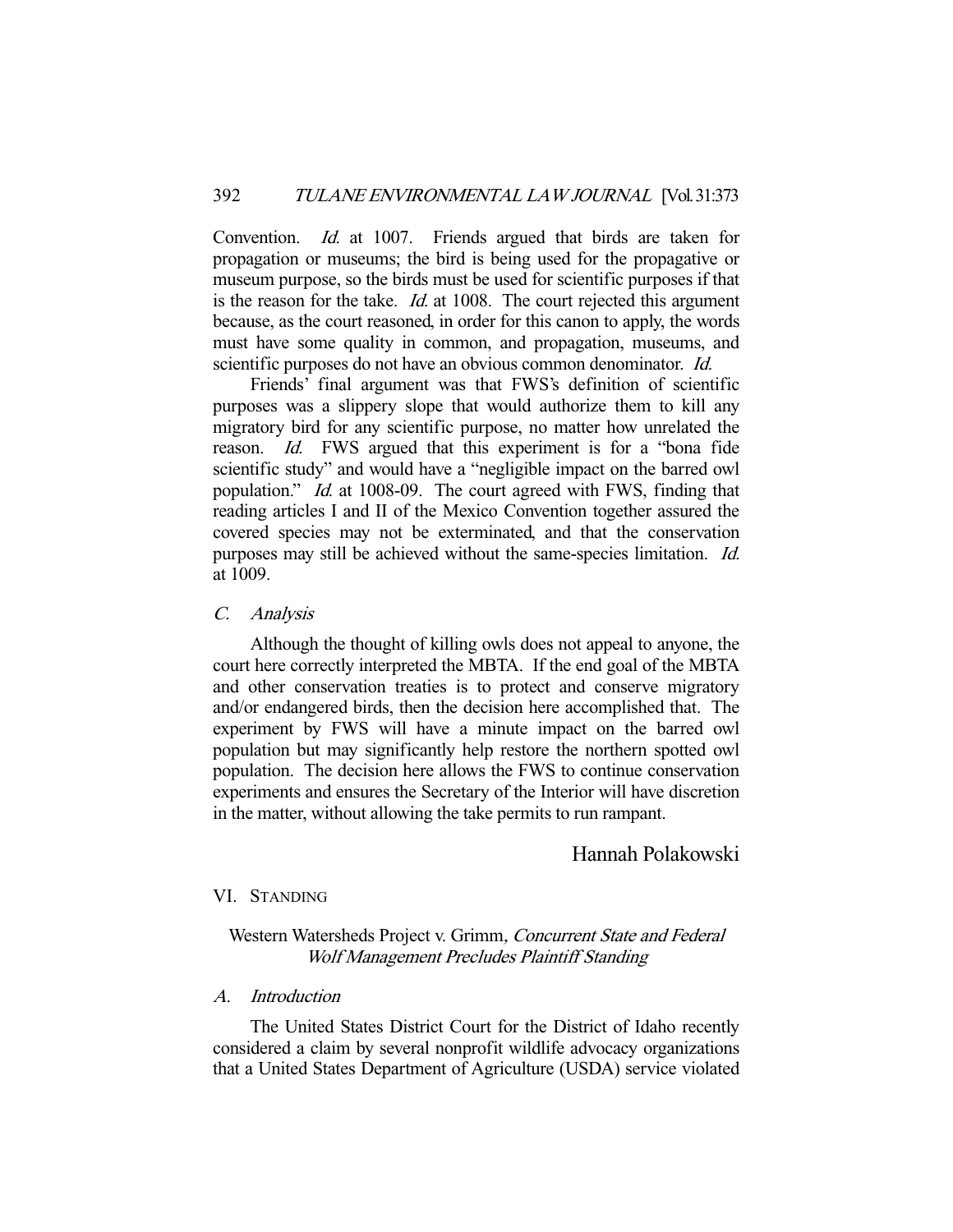Convention. *Id.* at 1007. Friends argued that birds are taken for propagation or museums; the bird is being used for the propagative or museum purpose, so the birds must be used for scientific purposes if that is the reason for the take. *Id.* at 1008. The court rejected this argument because, as the court reasoned, in order for this canon to apply, the words must have some quality in common, and propagation, museums, and scientific purposes do not have an obvious common denominator. *Id.*

Friends' final argument was that FWS's definition of scientific purposes was a slippery slope that would authorize them to kill any migratory bird for any scientific purpose, no matter how unrelated the reason. *Id.* FWS argued that this experiment is for a "bona fide scientific study" and would have a "negligible impact on the barred owl population." *Id.* at 1008-09. The court agreed with FWS, finding that reading articles I and II of the Mexico Convention together assured the covered species may not be exterminated, and that the conservation purposes may still be achieved without the same-species limitation. *Id.* at 1009.

### *C. Analysis*

Although the thought of killing owls does not appeal to anyone, the court here correctly interpreted the MBTA. If the end goal of the MBTA and other conservation treaties is to protect and conserve migratory and/or endangered birds, then the decision here accomplished that. The experiment by FWS will have a minute impact on the barred owl population but may significantly help restore the northern spotted owl population. The decision here allows the FWS to continue conservation experiments and ensures the Secretary of the Interior will have discretion in the matter, without allowing the take permits to run rampant.

Hannah Polakowski

## VI. STANDING

### Western Watersheds Project v. Grimm, *Concurrent State and Federal Wolf Management Precludes Plaintiff Standing*

### *A. Introduction*

The United States District Court for the District of Idaho recently considered a claim by several nonprofit wildlife advocacy organizations that a United States Department of Agriculture (USDA) service violated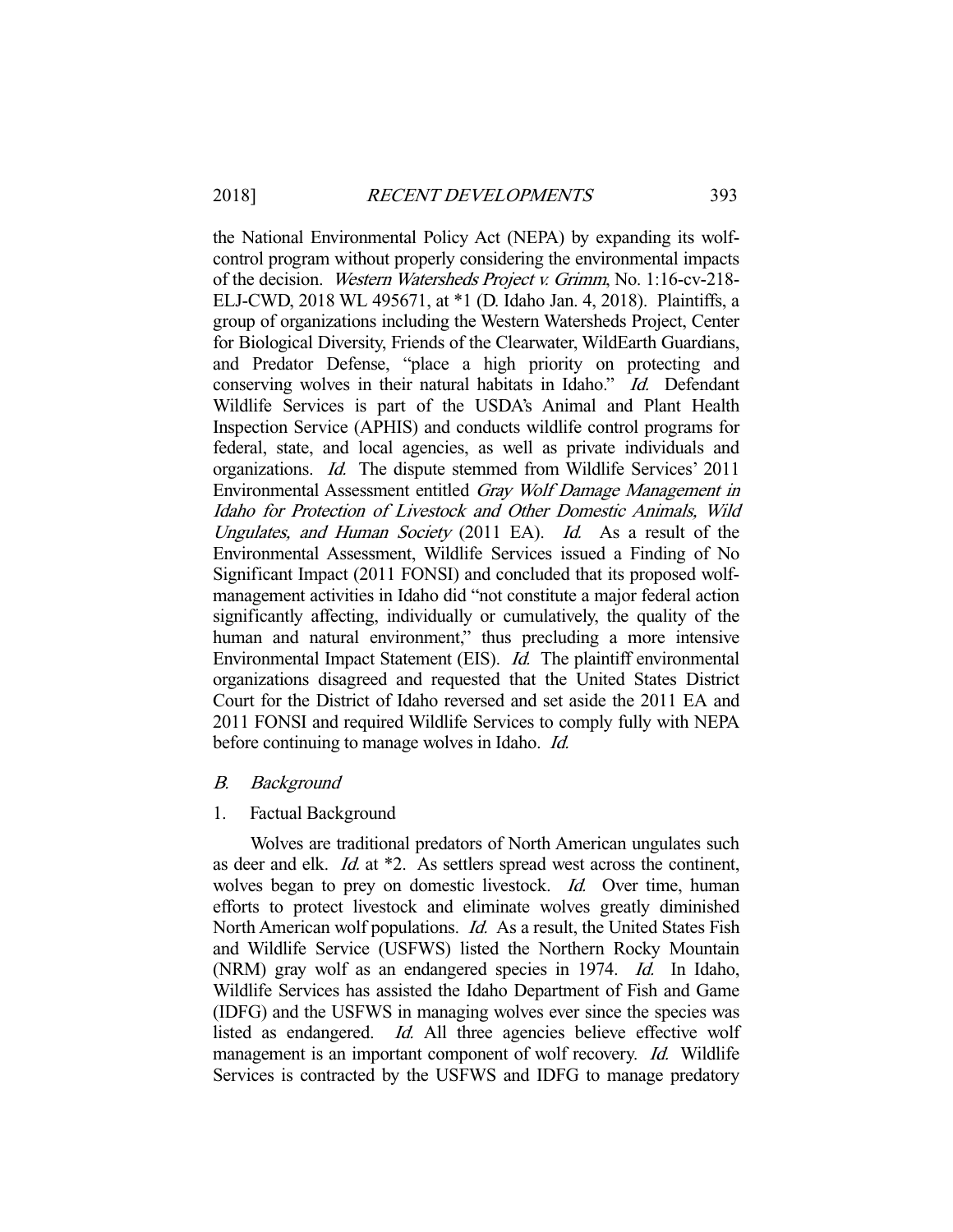the National Environmental Policy Act (NEPA) by expanding its wolf-control program without properly considering the environmental impacts of the decision. *Western Watersheds Project v. Grimm*, No. 1:16-cv-218-ELJ-CWD, 2018 WL 495671, at *1 (D. Idaho Jan. 4, 2018). Plaintiffs, a group of organizations including the Western Watersheds Project, Center for Biological Diversity, Friends of the Clearwater, WildEarth Guardians, and Predator Defense, "place a high priority on protecting and conserving wolves in their natural habitats in Idaho." *Id.* Defendant Wildlife Services is part of the USDA's Animal and Plant Health Inspection Service (APHIS) and conducts wildlife control programs for federal, state, and local agencies, as well as private individuals and organizations. *Id.* The dispute stemmed from Wildlife Services' 2011 Environmental Assessment entitled *Gray Wolf Damage Management in Idaho for Protection of Livestock and Other Domestic Animals, Wild Ungulates, and Human Society* (2011 EA). *Id.* As a result of the Environmental Assessment, Wildlife Services issued a Finding of No Significant Impact (2011 FONSI) and concluded that its proposed wolf-management activities in Idaho did "not constitute a major federal action significantly affecting, individually or cumulatively, the quality of the human and natural environment," thus precluding a more intensive Environmental Impact Statement (EIS). *Id.* The plaintiff environmental organizations disagreed and requested that the United States District Court for the District of Idaho reversed and set aside the 2011 EA and 2011 FONSI and required Wildlife Services to comply fully with NEPA before continuing to manage wolves in Idaho. *Id.*

### *B. Background*

#### 1. Factual Background

Wolves are traditional predators of North American ungulates such as deer and elk. *Id.* at *2. As settlers spread west across the continent, wolves began to prey on domestic livestock. *Id.* Over time, human efforts to protect livestock and eliminate wolves greatly diminished North American wolf populations. *Id.* As a result, the United States Fish and Wildlife Service (USFWS) listed the Northern Rocky Mountain (NRM) gray wolf as an endangered species in 1974. *Id.* In Idaho, Wildlife Services has assisted the Idaho Department of Fish and Game (IDFG) and the USFWS in managing wolves ever since the species was listed as endangered. *Id.* All three agencies believe effective wolf management is an important component of wolf recovery. *Id.* Wildlife Services is contracted by the USFWS and IDFG to manage predatory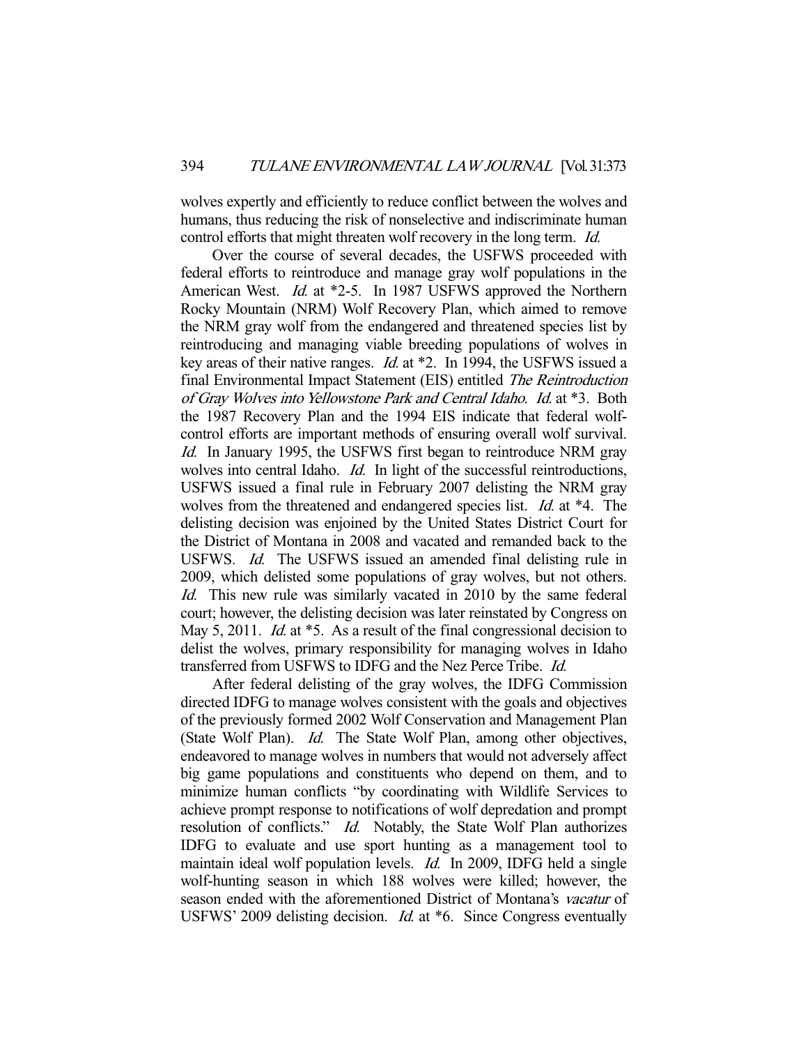wolves expertly and efficiently to reduce conflict between the wolves and humans, thus reducing the risk of nonselective and indiscriminate human control efforts that might threaten wolf recovery in the long term. *Id.*

Over the course of several decades, the USFWS proceeded with federal efforts to reintroduce and manage gray wolf populations in the American West. *Id.* at *2-5. In 1987 USFWS approved the Northern Rocky Mountain (NRM) Wolf Recovery Plan, which aimed to remove the NRM gray wolf from the endangered and threatened species list by reintroducing and managing viable breeding populations of wolves in key areas of their native ranges. *Id.* at *2. In 1994, the USFWS issued a final Environmental Impact Statement (EIS) entitled *The Reintroduction of Gray Wolves into Yellowstone Park and Central Idaho*. *Id.* at *3. Both the 1987 Recovery Plan and the 1994 EIS indicate that federal wolf-control efforts are important methods of ensuring overall wolf survival. *Id.* In January 1995, the USFWS first began to reintroduce NRM gray wolves into central Idaho. *Id.* In light of the successful reintroductions, USFWS issued a final rule in February 2007 delisting the NRM gray wolves from the threatened and endangered species list. *Id.* at *4. The delisting decision was enjoined by the United States District Court for the District of Montana in 2008 and vacated and remanded back to the USFWS. *Id.* The USFWS issued an amended final delisting rule in 2009, which delisted some populations of gray wolves, but not others. *Id.* This new rule was similarly vacated in 2010 by the same federal court; however, the delisting decision was later reinstated by Congress on May 5, 2011. *Id.* at *5. As a result of the final congressional decision to delist the wolves, primary responsibility for managing wolves in Idaho transferred from USFWS to IDFG and the Nez Perce Tribe. *Id.*

After federal delisting of the gray wolves, the IDFG Commission directed IDFG to manage wolves consistent with the goals and objectives of the previously formed 2002 Wolf Conservation and Management Plan (State Wolf Plan). *Id.* The State Wolf Plan, among other objectives, endeavored to manage wolves in numbers that would not adversely affect big game populations and constituents who depend on them, and to minimize human conflicts "by coordinating with Wildlife Services to achieve prompt response to notifications of wolf depredation and prompt resolution of conflicts." *Id.* Notably, the State Wolf Plan authorizes IDFG to evaluate and use sport hunting as a management tool to maintain ideal wolf population levels. *Id.* In 2009, IDFG held a single wolf-hunting season in which 188 wolves were killed; however, the season ended with the aforementioned District of Montana's *vacatur* of USFWS' 2009 delisting decision. *Id.* at *6. Since Congress eventually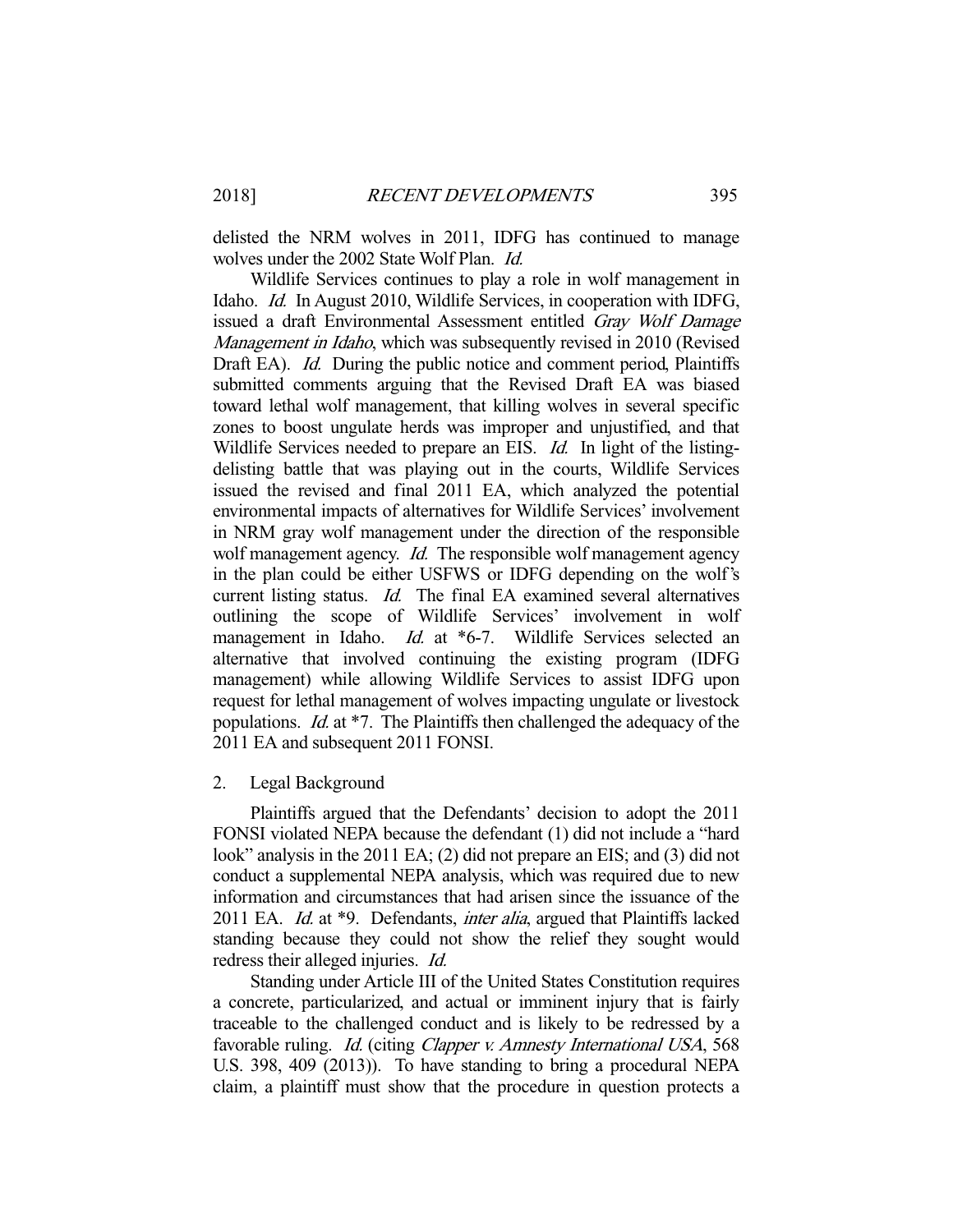delisted the NRM wolves in 2011, IDFG has continued to manage wolves under the 2002 State Wolf Plan. *Id.*

Wildlife Services continues to play a role in wolf management in Idaho. *Id.* In August 2010, Wildlife Services, in cooperation with IDFG, issued a draft Environmental Assessment entitled *Gray Wolf Damage Management in Idaho*, which was subsequently revised in 2010 (Revised Draft EA). *Id.* During the public notice and comment period, Plaintiffs submitted comments arguing that the Revised Draft EA was biased toward lethal wolf management, that killing wolves in several specific zones to boost ungulate herds was improper and unjustified, and that Wildlife Services needed to prepare an EIS. *Id.* In light of the listing-delisting battle that was playing out in the courts, Wildlife Services issued the revised and final 2011 EA, which analyzed the potential environmental impacts of alternatives for Wildlife Services' involvement in NRM gray wolf management under the direction of the responsible wolf management agency. *Id.* The responsible wolf management agency in the plan could be either USFWS or IDFG depending on the wolf's current listing status. *Id.* The final EA examined several alternatives outlining the scope of Wildlife Services' involvement in wolf management in Idaho. *Id.* at *6-7. Wildlife Services selected an alternative that involved continuing the existing program (IDFG management) while allowing Wildlife Services to assist IDFG upon request for lethal management of wolves impacting ungulate or livestock populations. *Id.* at *7. The Plaintiffs then challenged the adequacy of the 2011 EA and subsequent 2011 FONSI.

2. Legal Background

Plaintiffs argued that the Defendants' decision to adopt the 2011 FONSI violated NEPA because the defendant (1) did not include a "hard look" analysis in the 2011 EA; (2) did not prepare an EIS; and (3) did not conduct a supplemental NEPA analysis, which was required due to new information and circumstances that had arisen since the issuance of the 2011 EA. *Id.* at *9. Defendants, *inter alia*, argued that Plaintiffs lacked standing because they could not show the relief they sought would redress their alleged injuries. *Id.*

Standing under Article III of the United States Constitution requires a concrete, particularized, and actual or imminent injury that is fairly traceable to the challenged conduct and is likely to be redressed by a favorable ruling. *Id.* (citing *Clapper v. Amnesty International USA*, 568 U.S. 398, 409 (2013)). To have standing to bring a procedural NEPA claim, a plaintiff must show that the procedure in question protects a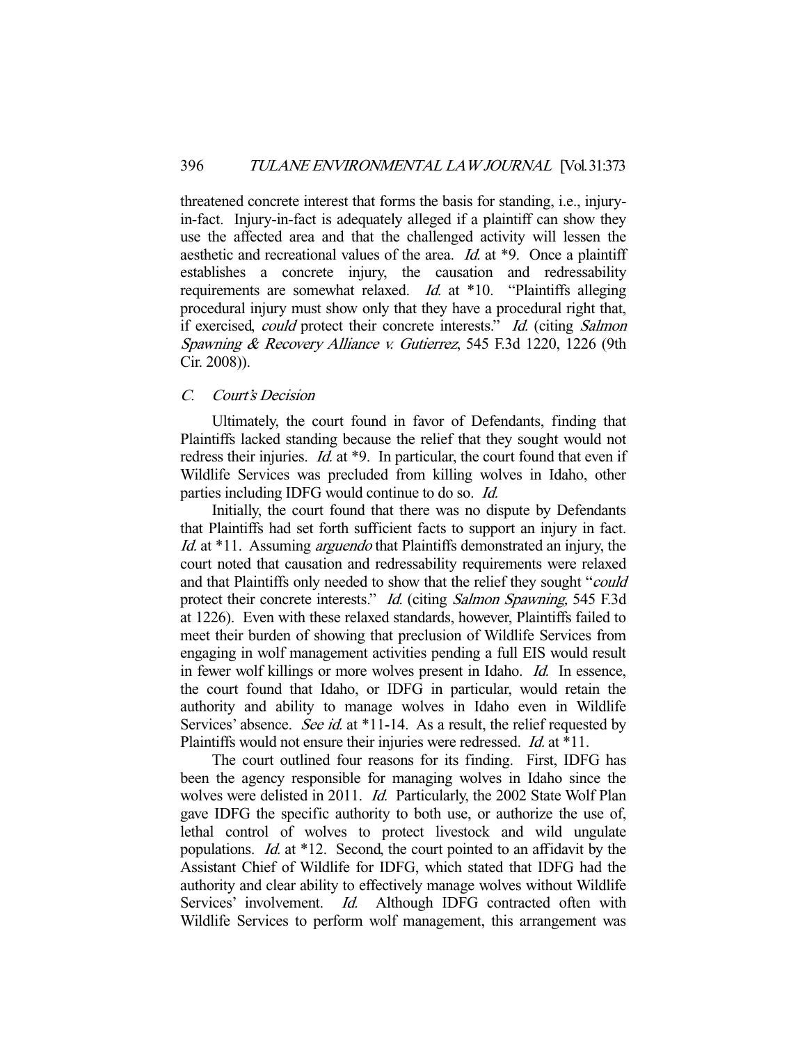threatened concrete interest that forms the basis for standing, i.e., injury-in-fact. Injury-in-fact is adequately alleged if a plaintiff can show they use the affected area and that the challenged activity will lessen the aesthetic and recreational values of the area. *Id.* at *9. Once a plaintiff establishes a concrete injury, the causation and redressability requirements are somewhat relaxed. *Id.* at *10. "Plaintiffs alleging procedural injury must show only that they have a procedural right that, if exercised, *could* protect their concrete interests." *Id.* (citing *Salmon Spawning & Recovery Alliance v. Gutierrez*, 545 F.3d 1220, 1226 (9th Cir. 2008)).

### *C. Court's Decision*

Ultimately, the court found in favor of Defendants, finding that Plaintiffs lacked standing because the relief that they sought would not redress their injuries. *Id.* at *9. In particular, the court found that even if Wildlife Services was precluded from killing wolves in Idaho, other parties including IDFG would continue to do so. *Id.*

Initially, the court found that there was no dispute by Defendants that Plaintiffs had set forth sufficient facts to support an injury in fact. *Id.* at *11. Assuming *arguendo* that Plaintiffs demonstrated an injury, the court noted that causation and redressability requirements were relaxed and that Plaintiffs only needed to show that the relief they sought "*could* protect their concrete interests." *Id.* (citing *Salmon Spawning*, 545 F.3d at 1226). Even with these relaxed standards, however, Plaintiffs failed to meet their burden of showing that preclusion of Wildlife Services from engaging in wolf management activities pending a full EIS would result in fewer wolf killings or more wolves present in Idaho. *Id.* In essence, the court found that Idaho, or IDFG in particular, would retain the authority and ability to manage wolves in Idaho even in Wildlife Services' absence. *See id.* at *11-14. As a result, the relief requested by Plaintiffs would not ensure their injuries were redressed. *Id.* at *11.

The court outlined four reasons for its finding. First, IDFG has been the agency responsible for managing wolves in Idaho since the wolves were delisted in 2011. *Id.* Particularly, the 2002 State Wolf Plan gave IDFG the specific authority to both use, or authorize the use of, lethal control of wolves to protect livestock and wild ungulate populations. *Id.* at *12. Second, the court pointed to an affidavit by the Assistant Chief of Wildlife for IDFG, which stated that IDFG had the authority and clear ability to effectively manage wolves without Wildlife Services' involvement. *Id.* Although IDFG contracted often with Wildlife Services to perform wolf management, this arrangement was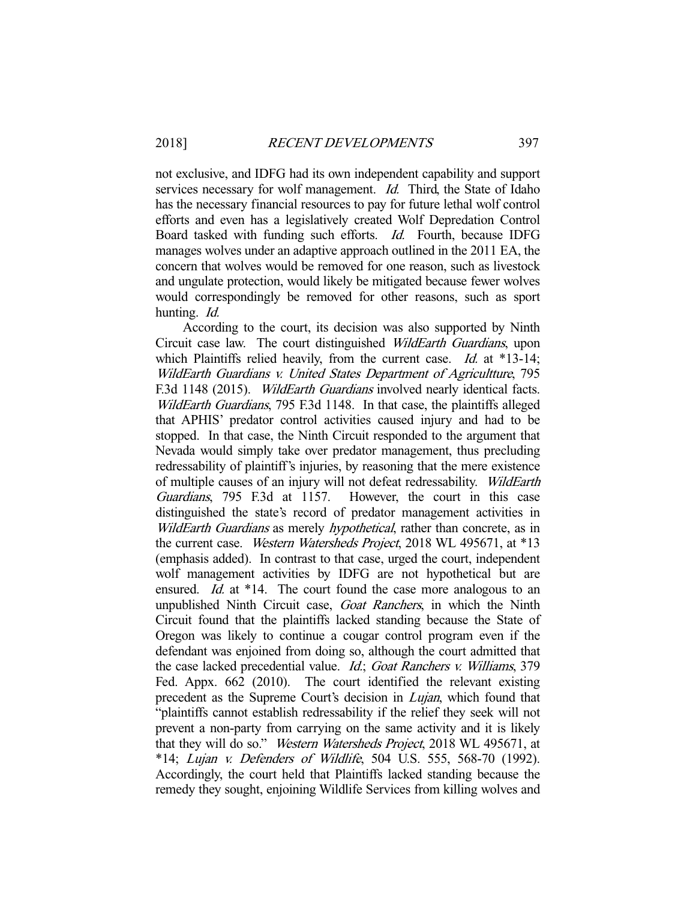not exclusive, and IDFG had its own independent capability and support services necessary for wolf management. *Id.* Third, the State of Idaho has the necessary financial resources to pay for future lethal wolf control efforts and even has a legislatively created Wolf Depredation Control Board tasked with funding such efforts. *Id.* Fourth, because IDFG manages wolves under an adaptive approach outlined in the 2011 EA, the concern that wolves would be removed for one reason, such as livestock and ungulate protection, would likely be mitigated because fewer wolves would correspondingly be removed for other reasons, such as sport hunting. *Id.*

According to the court, its decision was also supported by Ninth Circuit case law. The court distinguished *WildEarth Guardians*, upon which Plaintiffs relied heavily, from the current case. *Id.* at *13-14; *WildEarth Guardians v. United States Department of Agricultture*, 795 F.3d 1148 (2015). *WildEarth Guardians* involved nearly identical facts. *WildEarth Guardians*, 795 F.3d 1148. In that case, the plaintiffs alleged that APHIS' predator control activities caused injury and had to be stopped. In that case, the Ninth Circuit responded to the argument that Nevada would simply take over predator management, thus precluding redressability of plaintiff's injuries, by reasoning that the mere existence of multiple causes of an injury will not defeat redressability. *WildEarth Guardians*, 795 F.3d at 1157. However, the court in this case distinguished the state's record of predator management activities in *WildEarth Guardians* as merely *hypothetical*, rather than concrete, as in the current case. *Western Watersheds Project*, 2018 WL 495671, at *13 (emphasis added). In contrast to that case, urged the court, independent wolf management activities by IDFG are not hypothetical but are ensured. *Id.* at *14. The court found the case more analogous to an unpublished Ninth Circuit case, *Goat Ranchers*, in which the Ninth Circuit found that the plaintiffs lacked standing because the State of Oregon was likely to continue a cougar control program even if the defendant was enjoined from doing so, although the court admitted that the case lacked precedential value. *Id.*; *Goat Ranchers v. Williams*, 379 Fed. Appx. 662 (2010). The court identified the relevant existing precedent as the Supreme Court's decision in *Lujan*, which found that "plaintiffs cannot establish redressability if the relief they seek will not prevent a non-party from carrying on the same activity and it is likely that they will do so." *Western Watersheds Project*, 2018 WL 495671, at *14; *Lujan v. Defenders of Wildlife*, 504 U.S. 555, 568-70 (1992). Accordingly, the court held that Plaintiffs lacked standing because the remedy they sought, enjoining Wildlife Services from killing wolves and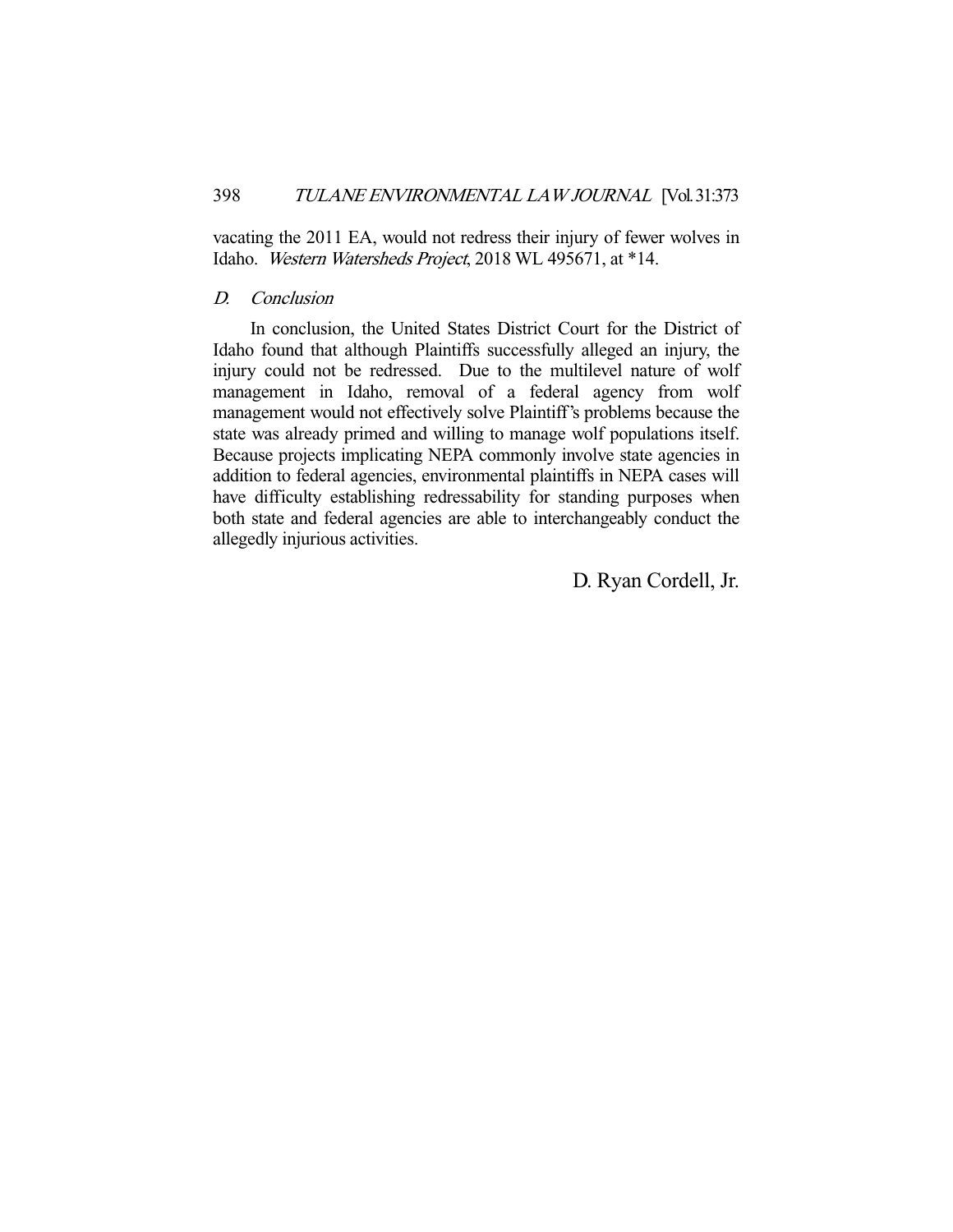vacating the 2011 EA, would not redress their injury of fewer wolves in Idaho. *Western Watersheds Project*, 2018 WL 495671, at *14.

### *D. Conclusion*

In conclusion, the United States District Court for the District of Idaho found that although Plaintiffs successfully alleged an injury, the injury could not be redressed. Due to the multilevel nature of wolf management in Idaho, removal of a federal agency from wolf management would not effectively solve Plaintiff's problems because the state was already primed and willing to manage wolf populations itself. Because projects implicating NEPA commonly involve state agencies in addition to federal agencies, environmental plaintiffs in NEPA cases will have difficulty establishing redressability for standing purposes when both state and federal agencies are able to interchangeably conduct the allegedly injurious activities.

D. Ryan Cordell, Jr.